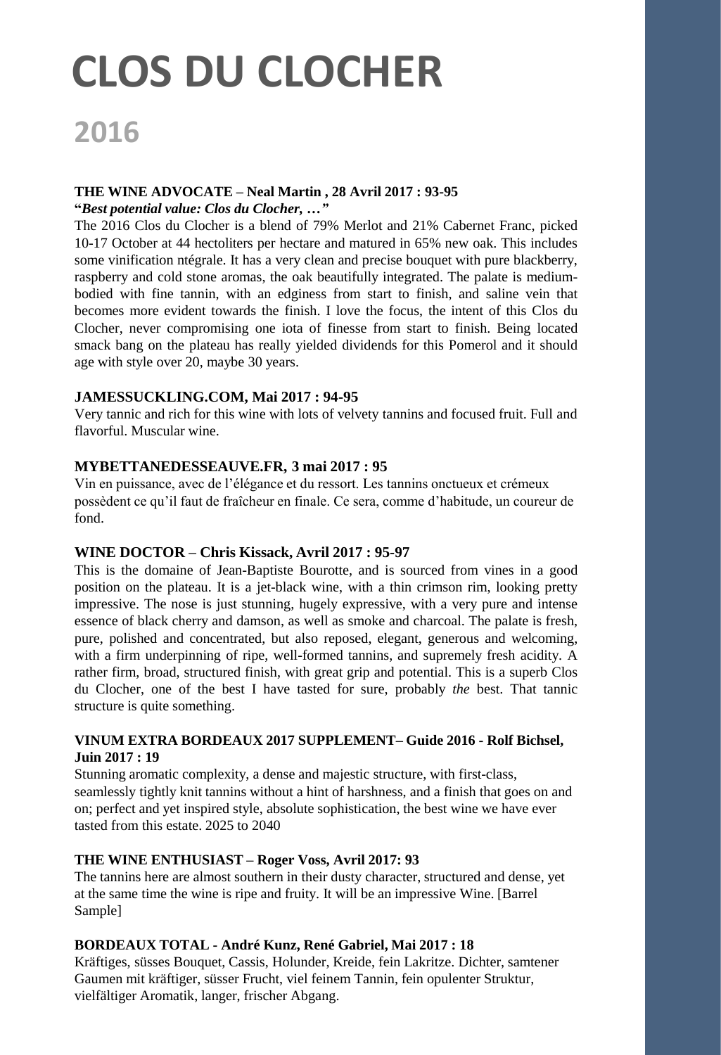# CLOS DU CLOCHER

## 2016

**THE WINE ADVOCATE – Neal Martin , 28 Avril 2017 : 93-95**
**"*Best potential value: Clos du Clocher, …"***

The 2016 Clos du Clocher is a blend of 79% Merlot and 21% Cabernet Franc, picked 10-17 October at 44 hectoliters per hectare and matured in 65% new oak. This includes some vinification ntégrale. It has a very clean and precise bouquet with pure blackberry, raspberry and cold stone aromas, the oak beautifully integrated. The palate is medium-bodied with fine tannin, with an edginess from start to finish, and saline vein that becomes more evident towards the finish. I love the focus, the intent of this Clos du Clocher, never compromising one iota of finesse from start to finish. Being located smack bang on the plateau has really yielded dividends for this Pomerol and it should age with style over 20, maybe 30 years.

**JAMESSUCKLING.COM, Mai 2017 : 94-95**

Very tannic and rich for this wine with lots of velvety tannins and focused fruit. Full and flavorful. Muscular wine.

**MYBETTANEDESSEAUVE.FR, 3 mai 2017 : 95**

Vin en puissance, avec de l'élégance et du ressort. Les tannins onctueux et crémeux possèdent ce qu'il faut de fraîcheur en finale. Ce sera, comme d'habitude, un coureur de fond.

**WINE DOCTOR – Chris Kissack, Avril 2017 : 95-97**

This is the domaine of Jean-Baptiste Bourotte, and is sourced from vines in a good position on the plateau. It is a jet-black wine, with a thin crimson rim, looking pretty impressive. The nose is just stunning, hugely expressive, with a very pure and intense essence of black cherry and damson, as well as smoke and charcoal. The palate is fresh, pure, polished and concentrated, but also reposed, elegant, generous and welcoming, with a firm underpinning of ripe, well-formed tannins, and supremely fresh acidity. A rather firm, broad, structured finish, with great grip and potential. This is a superb Clos du Clocher, one of the best I have tasted for sure, probably *the* best. That tannic structure is quite something.

**VINUM EXTRA BORDEAUX 2017 SUPPLEMENT– Guide 2016 - Rolf Bichsel, Juin 2017 : 19**

Stunning aromatic complexity, a dense and majestic structure, with first-class, seamlessly tightly knit tannins without a hint of harshness, and a finish that goes on and on; perfect and yet inspired style, absolute sophistication, the best wine we have ever tasted from this estate. 2025 to 2040

**THE WINE ENTHUSIAST – Roger Voss, Avril 2017: 93**

The tannins here are almost southern in their dusty character, structured and dense, yet at the same time the wine is ripe and fruity. It will be an impressive Wine. [Barrel Sample]

**BORDEAUX TOTAL - André Kunz, René Gabriel, Mai 2017 : 18**

Kräftiges, süsses Bouquet, Cassis, Holunder, Kreide, fein Lakritze. Dichter, samtener Gaumen mit kräftiger, süsser Frucht, viel feinem Tannin, fein opulenter Struktur, vielfältiger Aromatik, langer, frischer Abgang.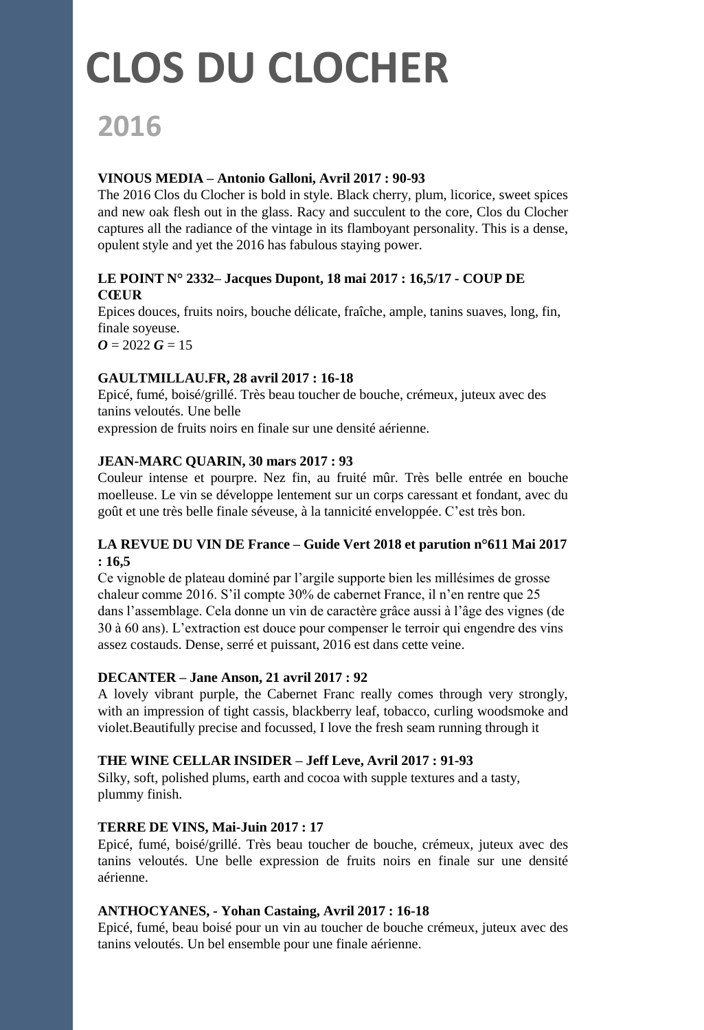# CLOS DU CLOCHER

## 2016

**VINOUS MEDIA – Antonio Galloni, Avril 2017 : 90-93**

The 2016 Clos du Clocher is bold in style. Black cherry, plum, licorice, sweet spices and new oak flesh out in the glass. Racy and succulent to the core, Clos du Clocher captures all the radiance of the vintage in its flamboyant personality. This is a dense, opulent style and yet the 2016 has fabulous staying power.

**LE POINT N° 2332– Jacques Dupont, 18 mai 2017 : 16,5/17 - COUP DE CŒUR**

Epices douces, fruits noirs, bouche délicate, fraîche, ample, tanins suaves, long, fin, finale soyeuse.
***O*** = 2022 ***G*** = 15

**GAULTMILLAU.FR, 28 avril 2017 : 16-18**

Epicé, fumé, boisé/grillé. Très beau toucher de bouche, crémeux, juteux avec des tanins veloutés. Une belle
expression de fruits noirs en finale sur une densité aérienne.

**JEAN-MARC QUARIN, 30 mars 2017 : 93**

Couleur intense et pourpre. Nez fin, au fruité mûr. Très belle entrée en bouche moelleuse. Le vin se développe lentement sur un corps caressant et fondant, avec du goût et une très belle finale séveuse, à la tannicité enveloppée. C'est très bon.

**LA REVUE DU VIN DE France – Guide Vert 2018 et parution n°611 Mai 2017 : 16,5**

Ce vignoble de plateau dominé par l'argile supporte bien les millésimes de grosse chaleur comme 2016. S'il compte 30% de cabernet France, il n'en rentre que 25 dans l'assemblage. Cela donne un vin de caractère grâce aussi à l'âge des vignes (de 30 à 60 ans). L'extraction est douce pour compenser le terroir qui engendre des vins assez costauds. Dense, serré et puissant, 2016 est dans cette veine.

**DECANTER – Jane Anson, 21 avril 2017 : 92**

A lovely vibrant purple, the Cabernet Franc really comes through very strongly, with an impression of tight cassis, blackberry leaf, tobacco, curling woodsmoke and violet.Beautifully precise and focussed, I love the fresh seam running through it

**THE WINE CELLAR INSIDER – Jeff Leve, Avril 2017 : 91-93**

Silky, soft, polished plums, earth and cocoa with supple textures and a tasty, plummy finish.

**TERRE DE VINS, Mai-Juin 2017 : 17**

Epicé, fumé, boisé/grillé. Très beau toucher de bouche, crémeux, juteux avec des tanins veloutés. Une belle expression de fruits noirs en finale sur une densité aérienne.

**ANTHOCYANES, - Yohan Castaing, Avril 2017 : 16-18**

Epicé, fumé, beau boisé pour un vin au toucher de bouche crémeux, juteux avec des tanins veloutés. Un bel ensemble pour une finale aérienne.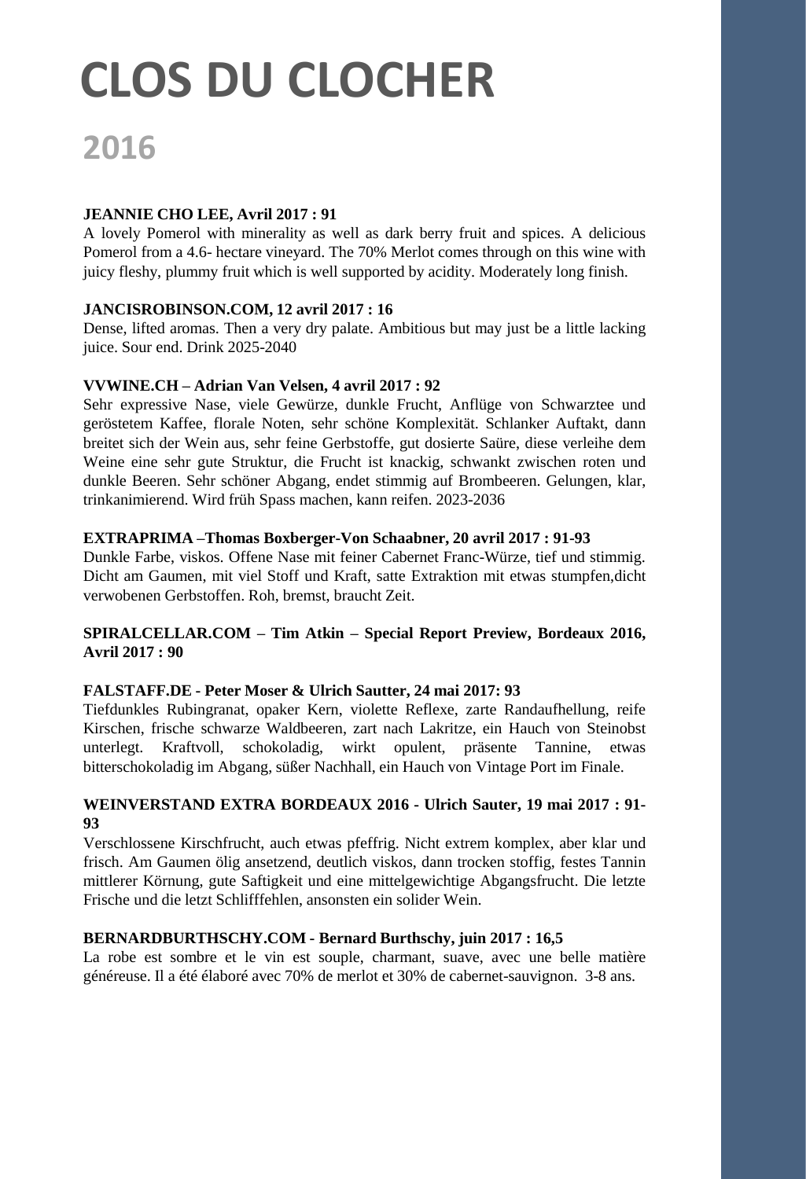# CLOS DU CLOCHER

## 2016

**JEANNIE CHO LEE, Avril 2017 : 91**

A lovely Pomerol with minerality as well as dark berry fruit and spices. A delicious Pomerol from a 4.6- hectare vineyard. The 70% Merlot comes through on this wine with juicy fleshy, plummy fruit which is well supported by acidity. Moderately long finish.

**JANCISROBINSON.COM, 12 avril 2017 : 16**

Dense, lifted aromas. Then a very dry palate. Ambitious but may just be a little lacking juice. Sour end. Drink 2025-2040

**VVWINE.CH – Adrian Van Velsen, 4 avril 2017 : 92**

Sehr expressive Nase, viele Gewürze, dunkle Frucht, Anflüge von Schwarztee und geröstetem Kaffee, florale Noten, sehr schöne Komplexität. Schlanker Auftakt, dann breitet sich der Wein aus, sehr feine Gerbstoffe, gut dosierte Saüre, diese verleihe dem Weine eine sehr gute Struktur, die Frucht ist knackig, schwankt zwischen roten und dunkle Beeren. Sehr schöner Abgang, endet stimmig auf Brombeeren. Gelungen, klar, trinkanimierend. Wird früh Spass machen, kann reifen. 2023-2036

**EXTRAPRIMA –Thomas Boxberger-Von Schaabner, 20 avril 2017 : 91-93**

Dunkle Farbe, viskos. Offene Nase mit feiner Cabernet Franc-Würze, tief und stimmig. Dicht am Gaumen, mit viel Stoff und Kraft, satte Extraktion mit etwas stumpfen,dicht verwobenen Gerbstoffen. Roh, bremst, braucht Zeit.

**SPIRALCELLAR.COM – Tim Atkin – Special Report Preview, Bordeaux 2016, Avril 2017 : 90**

**FALSTAFF.DE - Peter Moser & Ulrich Sautter, 24 mai 2017: 93**

Tiefdunkles Rubingranat, opaker Kern, violette Reflexe, zarte Randaufhellung, reife Kirschen, frische schwarze Waldbeeren, zart nach Lakritze, ein Hauch von Steinobst unterlegt. Kraftvoll, schokoladig, wirkt opulent, präsente Tannine, etwas bitterschokoladig im Abgang, süßer Nachhall, ein Hauch von Vintage Port im Finale.

**WEINVERSTAND EXTRA BORDEAUX 2016 - Ulrich Sauter, 19 mai 2017 : 91-93**

Verschlossene Kirschfrucht, auch etwas pfeffrig. Nicht extrem komplex, aber klar und frisch. Am Gaumen ölig ansetzend, deutlich viskos, dann trocken stoffig, festes Tannin mittlerer Körnung, gute Saftigkeit und eine mittelgewichtige Abgangsfrucht. Die letzte Frische und die letzt Schlifffehlen, ansonsten ein solider Wein.

**BERNARDBURTHSCHY.COM - Bernard Burthschy, juin 2017 : 16,5**

La robe est sombre et le vin est souple, charmant, suave, avec une belle matière généreuse. Il a été élaboré avec 70% de merlot et 30% de cabernet-sauvignon. 3-8 ans.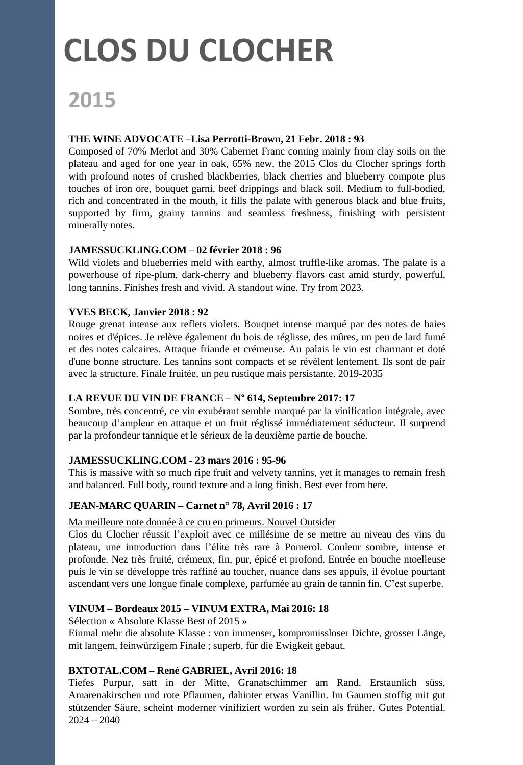# CLOS DU CLOCHER

## 2015

**THE WINE ADVOCATE –Lisa Perrotti-Brown, 21 Febr. 2018 : 93**

Composed of 70% Merlot and 30% Cabernet Franc coming mainly from clay soils on the plateau and aged for one year in oak, 65% new, the 2015 Clos du Clocher springs forth with profound notes of crushed blackberries, black cherries and blueberry compote plus touches of iron ore, bouquet garni, beef drippings and black soil. Medium to full-bodied, rich and concentrated in the mouth, it fills the palate with generous black and blue fruits, supported by firm, grainy tannins and seamless freshness, finishing with persistent minerally notes.

**JAMESSUCKLING.COM – 02 février 2018 : 96**

Wild violets and blueberries meld with earthy, almost truffle-like aromas. The palate is a powerhouse of ripe-plum, dark-cherry and blueberry flavors cast amid sturdy, powerful, long tannins. Finishes fresh and vivid. A standout wine. Try from 2023.

**YVES BECK, Janvier 2018 : 92**

Rouge grenat intense aux reflets violets. Bouquet intense marqué par des notes de baies noires et d'épices. Je relève également du bois de réglisse, des mûres, un peu de lard fumé et des notes calcaires. Attaque friande et crémeuse. Au palais le vin est charmant et doté d'une bonne structure. Les tannins sont compacts et se révèlent lentement. Ils sont de pair avec la structure. Finale fruitée, un peu rustique mais persistante. 2019-2035

**LA REVUE DU VIN DE FRANCE – N° 614, Septembre 2017: 17**

Sombre, très concentré, ce vin exubérant semble marqué par la vinification intégrale, avec beaucoup d'ampleur en attaque et un fruit réglissé immédiatement séducteur. Il surprend par la profondeur tannique et le sérieux de la deuxième partie de bouche.

**JAMESSUCKLING.COM - 23 mars 2016 : 95-96**

This is massive with so much ripe fruit and velvety tannins, yet it manages to remain fresh and balanced. Full body, round texture and a long finish. Best ever from here.

**JEAN-MARC QUARIN – Carnet n° 78, Avril 2016 : 17**

Ma meilleure note donnée à ce cru en primeurs. Nouvel Outsider

Clos du Clocher réussit l'exploit avec ce millésime de se mettre au niveau des vins du plateau, une introduction dans l'élite très rare à Pomerol. Couleur sombre, intense et profonde. Nez très fruité, crémeux, fin, pur, épicé et profond. Entrée en bouche moelleuse puis le vin se développe très raffiné au toucher, nuance dans ses appuis, il évolue pourtant ascendant vers une longue finale complexe, parfumée au grain de tannin fin. C'est superbe.

**VINUM – Bordeaux 2015 – VINUM EXTRA, Mai 2016: 18**

Sélection « Absolute Klasse Best of 2015 »

Einmal mehr die absolute Klasse : von immenser, kompromissloser Dichte, grosser Länge, mit langem, feinwürzigem Finale ; superb, für die Ewigkeit gebaut.

**BXTOTAL.COM – René GABRIEL, Avril 2016: 18**

Tiefes Purpur, satt in der Mitte, Granatschimmer am Rand. Erstaunlich süss, Amarenakirschen und rote Pflaumen, dahinter etwas Vanillin. Im Gaumen stoffig mit gut stützender Säure, scheint moderner vinifiziert worden zu sein als früher. Gutes Potential. 2024 – 2040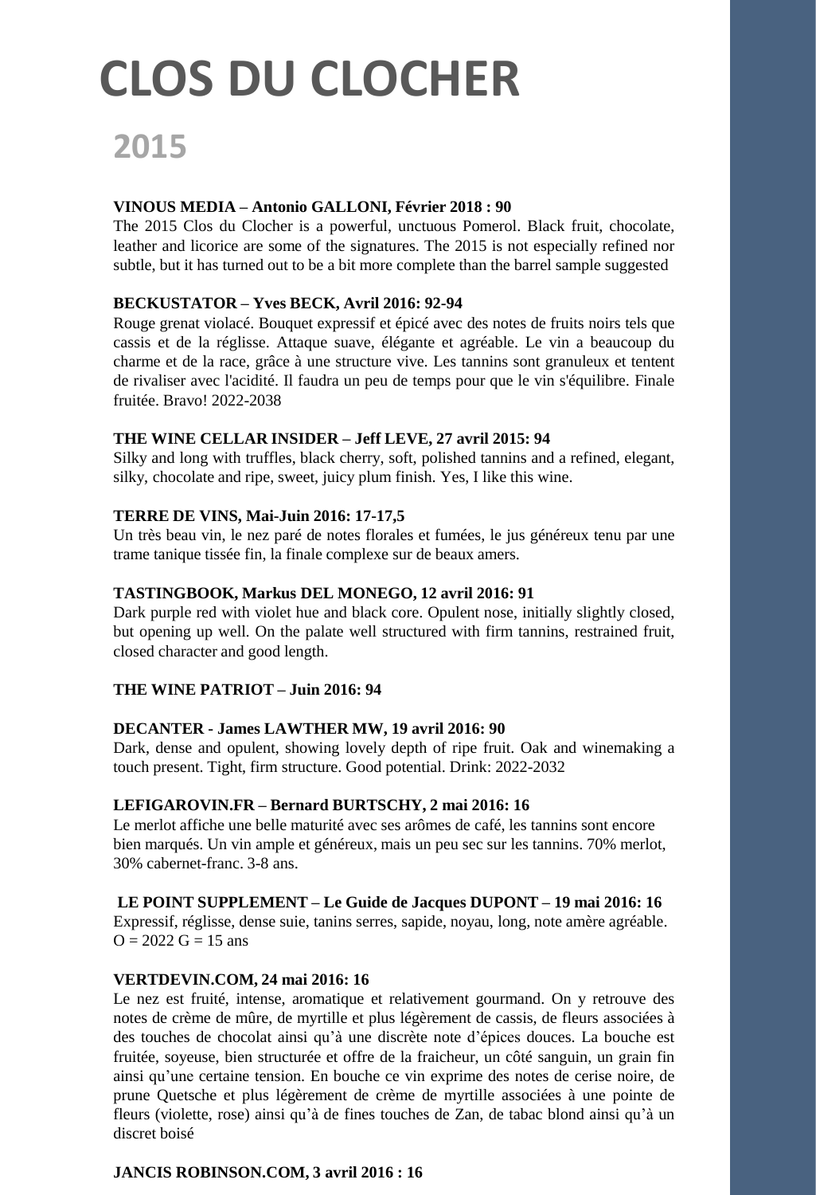# CLOS DU CLOCHER

## 2015

**VINOUS MEDIA – Antonio GALLONI, Février 2018 : 90**
The 2015 Clos du Clocher is a powerful, unctuous Pomerol. Black fruit, chocolate, leather and licorice are some of the signatures. The 2015 is not especially refined nor subtle, but it has turned out to be a bit more complete than the barrel sample suggested

**BECKUSTATOR – Yves BECK, Avril 2016: 92-94**
Rouge grenat violacé. Bouquet expressif et épicé avec des notes de fruits noirs tels que cassis et de la réglisse. Attaque suave, élégante et agréable. Le vin a beaucoup du charme et de la race, grâce à une structure vive. Les tannins sont granuleux et tentent de rivaliser avec l'acidité. Il faudra un peu de temps pour que le vin s'équilibre. Finale fruitée. Bravo! 2022-2038

**THE WINE CELLAR INSIDER – Jeff LEVE, 27 avril 2015: 94**
Silky and long with truffles, black cherry, soft, polished tannins and a refined, elegant, silky, chocolate and ripe, sweet, juicy plum finish. Yes, I like this wine.

**TERRE DE VINS, Mai-Juin 2016: 17-17,5**
Un très beau vin, le nez paré de notes florales et fumées, le jus généreux tenu par une trame tanique tissée fin, la finale complexe sur de beaux amers.

**TASTINGBOOK, Markus DEL MONEGO, 12 avril 2016: 91**
Dark purple red with violet hue and black core. Opulent nose, initially slightly closed, but opening up well. On the palate well structured with firm tannins, restrained fruit, closed character and good length.

**THE WINE PATRIOT – Juin 2016: 94**

**DECANTER - James LAWTHER MW, 19 avril 2016: 90**
Dark, dense and opulent, showing lovely depth of ripe fruit. Oak and winemaking a touch present. Tight, firm structure. Good potential. Drink: 2022-2032

**LEFIGAROVIN.FR – Bernard BURTSCHY, 2 mai 2016: 16**
Le merlot affiche une belle maturité avec ses arômes de café, les tannins sont encore bien marqués. Un vin ample et généreux, mais un peu sec sur les tannins. 70% merlot, 30% cabernet-franc. 3-8 ans.

**LE POINT SUPPLEMENT – Le Guide de Jacques DUPONT – 19 mai 2016: 16**
Expressif, réglisse, dense suie, tanins serres, sapide, noyau, long, note amère agréable.
O = 2022 G = 15 ans

**VERTDEVIN.COM, 24 mai 2016: 16**
Le nez est fruité, intense, aromatique et relativement gourmand. On y retrouve des notes de crème de mûre, de myrtille et plus légèrement de cassis, de fleurs associées à des touches de chocolat ainsi qu'à une discrète note d'épices douces. La bouche est fruitée, soyeuse, bien structurée et offre de la fraicheur, un côté sanguin, un grain fin ainsi qu'une certaine tension. En bouche ce vin exprime des notes de cerise noire, de prune Quetsche et plus légèrement de crème de myrtille associées à une pointe de fleurs (violette, rose) ainsi qu'à de fines touches de Zan, de tabac blond ainsi qu'à un discret boisé

**JANCIS ROBINSON.COM, 3 avril 2016 : 16**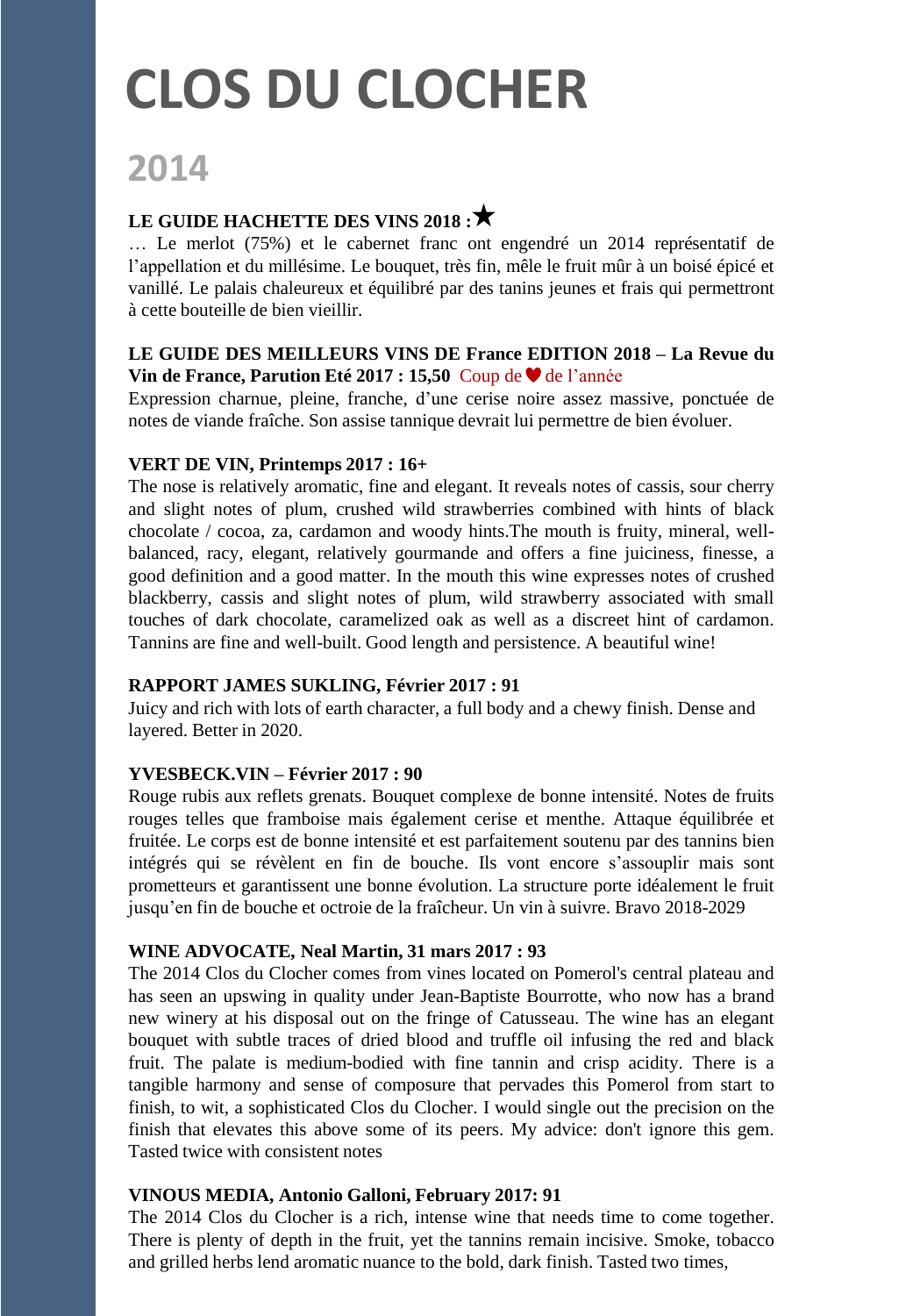# CLOS DU CLOCHER

## 2014

**LE GUIDE HACHETTE DES VINS 2018 :★**

… Le merlot (75%) et le cabernet franc ont engendré un 2014 représentatif de l'appellation et du millésime. Le bouquet, très fin, mêle le fruit mûr à un boisé épicé et vanillé. Le palais chaleureux et équilibré par des tanins jeunes et frais qui permettront à cette bouteille de bien vieillir.

**LE GUIDE DES MEILLEURS VINS DE France EDITION 2018 – La Revue du Vin de France, Parution Eté 2017 : 15,50** Coup de ♥ de l'année

Expression charnue, pleine, franche, d'une cerise noire assez massive, ponctuée de notes de viande fraîche. Son assise tannique devrait lui permettre de bien évoluer.

**VERT DE VIN, Printemps 2017 : 16+**

The nose is relatively aromatic, fine and elegant. It reveals notes of cassis, sour cherry and slight notes of plum, crushed wild strawberries combined with hints of black chocolate / cocoa, za, cardamon and woody hints.The mouth is fruity, mineral, well-balanced, racy, elegant, relatively gourmande and offers a fine juiciness, finesse, a good definition and a good matter. In the mouth this wine expresses notes of crushed blackberry, cassis and slight notes of plum, wild strawberry associated with small touches of dark chocolate, caramelized oak as well as a discreet hint of cardamon. Tannins are fine and well-built. Good length and persistence. A beautiful wine!

**RAPPORT JAMES SUKLING, Février 2017 : 91**

Juicy and rich with lots of earth character, a full body and a chewy finish. Dense and layered. Better in 2020.

**YVESBECK.VIN – Février 2017 : 90**

Rouge rubis aux reflets grenats. Bouquet complexe de bonne intensité. Notes de fruits rouges telles que framboise mais également cerise et menthe. Attaque équilibrée et fruitée. Le corps est de bonne intensité et est parfaitement soutenu par des tannins bien intégrés qui se révèlent en fin de bouche. Ils vont encore s'assouplir mais sont prometteurs et garantissent une bonne évolution. La structure porte idéalement le fruit jusqu'en fin de bouche et octroie de la fraîcheur. Un vin à suivre. Bravo 2018-2029

**WINE ADVOCATE, Neal Martin, 31 mars 2017 : 93**

The 2014 Clos du Clocher comes from vines located on Pomerol's central plateau and has seen an upswing in quality under Jean-Baptiste Bourrotte, who now has a brand new winery at his disposal out on the fringe of Catusseau. The wine has an elegant bouquet with subtle traces of dried blood and truffle oil infusing the red and black fruit. The palate is medium-bodied with fine tannin and crisp acidity. There is a tangible harmony and sense of composure that pervades this Pomerol from start to finish, to wit, a sophisticated Clos du Clocher. I would single out the precision on the finish that elevates this above some of its peers. My advice: don't ignore this gem. Tasted twice with consistent notes

**VINOUS MEDIA, Antonio Galloni, February 2017: 91**

The 2014 Clos du Clocher is a rich, intense wine that needs time to come together. There is plenty of depth in the fruit, yet the tannins remain incisive. Smoke, tobacco and grilled herbs lend aromatic nuance to the bold, dark finish. Tasted two times,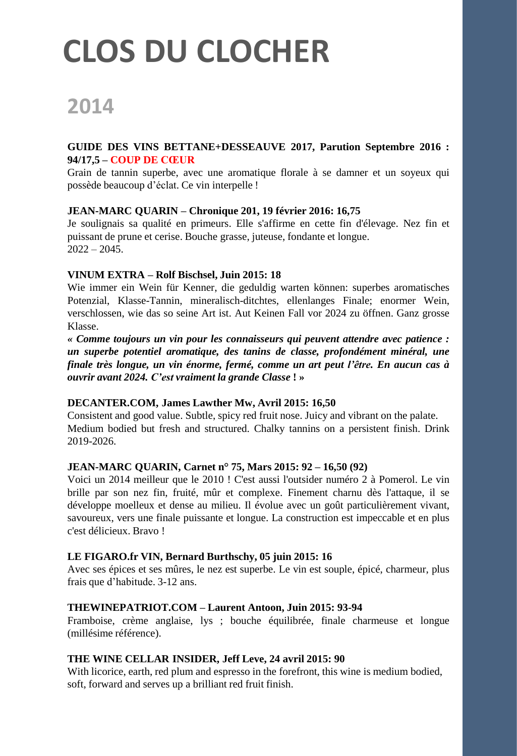# CLOS DU CLOCHER

## 2014

**GUIDE DES VINS BETTANE+DESSEAUVE 2017, Parution Septembre 2016 : 94/17,5 – COUP DE CŒUR**
Grain de tannin superbe, avec une aromatique florale à se damner et un soyeux qui possède beaucoup d'éclat. Ce vin interpelle !

**JEAN-MARC QUARIN – Chronique 201, 19 février 2016: 16,75**
Je soulignais sa qualité en primeurs. Elle s'affirme en cette fin d'élevage. Nez fin et puissant de prune et cerise. Bouche grasse, juteuse, fondante et longue.
2022 – 2045.

**VINUM EXTRA – Rolf Bischsel, Juin 2015: 18**
Wie immer ein Wein für Kenner, die geduldig warten können: superbes aromatisches Potenzial, Klasse-Tannin, mineralisch-ditchtes, ellenlanges Finale; enormer Wein, verschlossen, wie das so seine Art ist. Aut Keinen Fall vor 2024 zu öffnen. Ganz grosse Klasse.
***« Comme toujours un vin pour les connaisseurs qui peuvent attendre avec patience : un superbe potentiel aromatique, des tanins de classe, profondément minéral, une finale très longue, un vin énorme, fermé, comme un art peut l'être. En aucun cas à ouvrir avant 2024. C'est vraiment la grande Classe*** **! »**

**DECANTER.COM, James Lawther Mw, Avril 2015: 16,50**
Consistent and good value. Subtle, spicy red fruit nose. Juicy and vibrant on the palate.
Medium bodied but fresh and structured. Chalky tannins on a persistent finish. Drink 2019-2026.

**JEAN-MARC QUARIN, Carnet n° 75, Mars 2015: 92 – 16,50 (92)**
Voici un 2014 meilleur que le 2010 ! C'est aussi l'outsider numéro 2 à Pomerol. Le vin brille par son nez fin, fruité, mûr et complexe. Finement charnu dès l'attaque, il se développe moelleux et dense au milieu. Il évolue avec un goût particulièrement vivant, savoureux, vers une finale puissante et longue. La construction est impeccable et en plus c'est délicieux. Bravo !

**LE FIGARO.fr VIN, Bernard Burthschy, 05 juin 2015: 16**
Avec ses épices et ses mûres, le nez est superbe. Le vin est souple, épicé, charmeur, plus frais que d'habitude. 3-12 ans.

**THEWINEPATRIOT.COM – Laurent Antoon, Juin 2015: 93-94**
Framboise, crème anglaise, lys ; bouche équilibrée, finale charmeuse et longue (millésime référence).

**THE WINE CELLAR INSIDER, Jeff Leve, 24 avril 2015: 90**
With licorice, earth, red plum and espresso in the forefront, this wine is medium bodied, soft, forward and serves up a brilliant red fruit finish.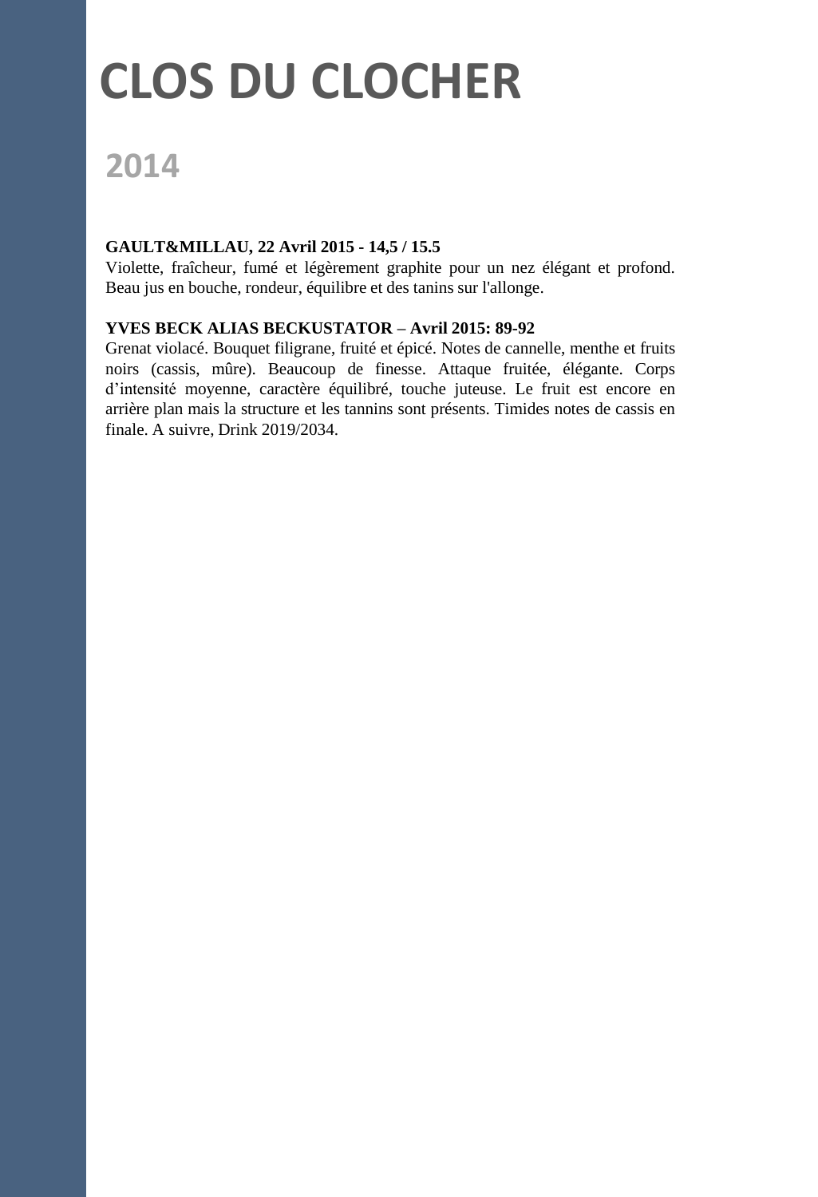# CLOS DU CLOCHER

## 2014

**GAULT&MILLAU, 22 Avril 2015 - 14,5 / 15.5**
Violette, fraîcheur, fumé et légèrement graphite pour un nez élégant et profond. Beau jus en bouche, rondeur, équilibre et des tanins sur l'allonge.

**YVES BECK ALIAS BECKUSTATOR – Avril 2015: 89-92**
Grenat violacé. Bouquet filigrane, fruité et épicé. Notes de cannelle, menthe et fruits noirs (cassis, mûre). Beaucoup de finesse. Attaque fruitée, élégante. Corps d'intensité moyenne, caractère équilibré, touche juteuse. Le fruit est encore en arrière plan mais la structure et les tannins sont présents. Timides notes de cassis en finale. A suivre, Drink 2019/2034.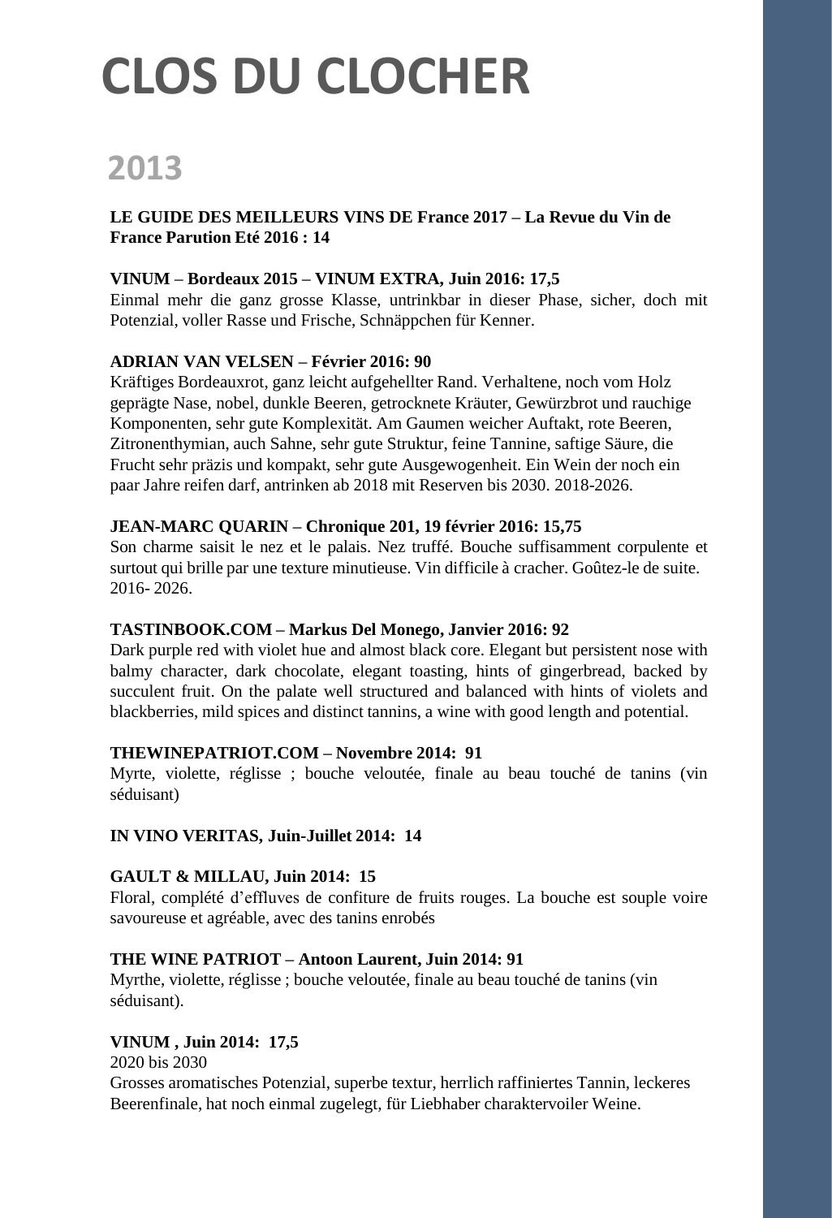# CLOS DU CLOCHER

## 2013

**LE GUIDE DES MEILLEURS VINS DE France 2017 – La Revue du Vin de France Parution Eté 2016 : 14**

**VINUM – Bordeaux 2015 – VINUM EXTRA, Juin 2016: 17,5**
Einmal mehr die ganz grosse Klasse, untrinkbar in dieser Phase, sicher, doch mit Potenzial, voller Rasse und Frische, Schnäppchen für Kenner.

**ADRIAN VAN VELSEN – Février 2016: 90**
Kräftiges Bordeauxrot, ganz leicht aufgehellter Rand. Verhaltene, noch vom Holz geprägte Nase, nobel, dunkle Beeren, getrocknete Kräuter, Gewürzbrot und rauchige Komponenten, sehr gute Komplexität. Am Gaumen weicher Auftakt, rote Beeren, Zitronenthymian, auch Sahne, sehr gute Struktur, feine Tannine, saftige Säure, die Frucht sehr präzis und kompakt, sehr gute Ausgewogenheit. Ein Wein der noch ein paar Jahre reifen darf, antrinken ab 2018 mit Reserven bis 2030. 2018-2026.

**JEAN-MARC QUARIN – Chronique 201, 19 février 2016: 15,75**
Son charme saisit le nez et le palais. Nez truffé. Bouche suffisamment corpulente et surtout qui brille par une texture minutieuse. Vin difficile à cracher. Goûtez-le de suite. 2016- 2026.

**TASTINBOOK.COM – Markus Del Monego, Janvier 2016: 92**
Dark purple red with violet hue and almost black core. Elegant but persistent nose with balmy character, dark chocolate, elegant toasting, hints of gingerbread, backed by succulent fruit. On the palate well structured and balanced with hints of violets and blackberries, mild spices and distinct tannins, a wine with good length and potential.

**THEWINEPATRIOT.COM – Novembre 2014: 91**
Myrte, violette, réglisse ; bouche veloutée, finale au beau touché de tanins (vin séduisant)

**IN VINO VERITAS, Juin-Juillet 2014: 14**

**GAULT & MILLAU, Juin 2014: 15**
Floral, complété d'effluves de confiture de fruits rouges. La bouche est souple voire savoureuse et agréable, avec des tanins enrobés

**THE WINE PATRIOT – Antoon Laurent, Juin 2014: 91**
Myrthe, violette, réglisse ; bouche veloutée, finale au beau touché de tanins (vin séduisant).

**VINUM , Juin 2014: 17,5**
2020 bis 2030
Grosses aromatisches Potenzial, superbe textur, herrlich raffiniertes Tannin, leckeres Beerenfinale, hat noch einmal zugelegt, für Liebhaber charaktervoiler Weine.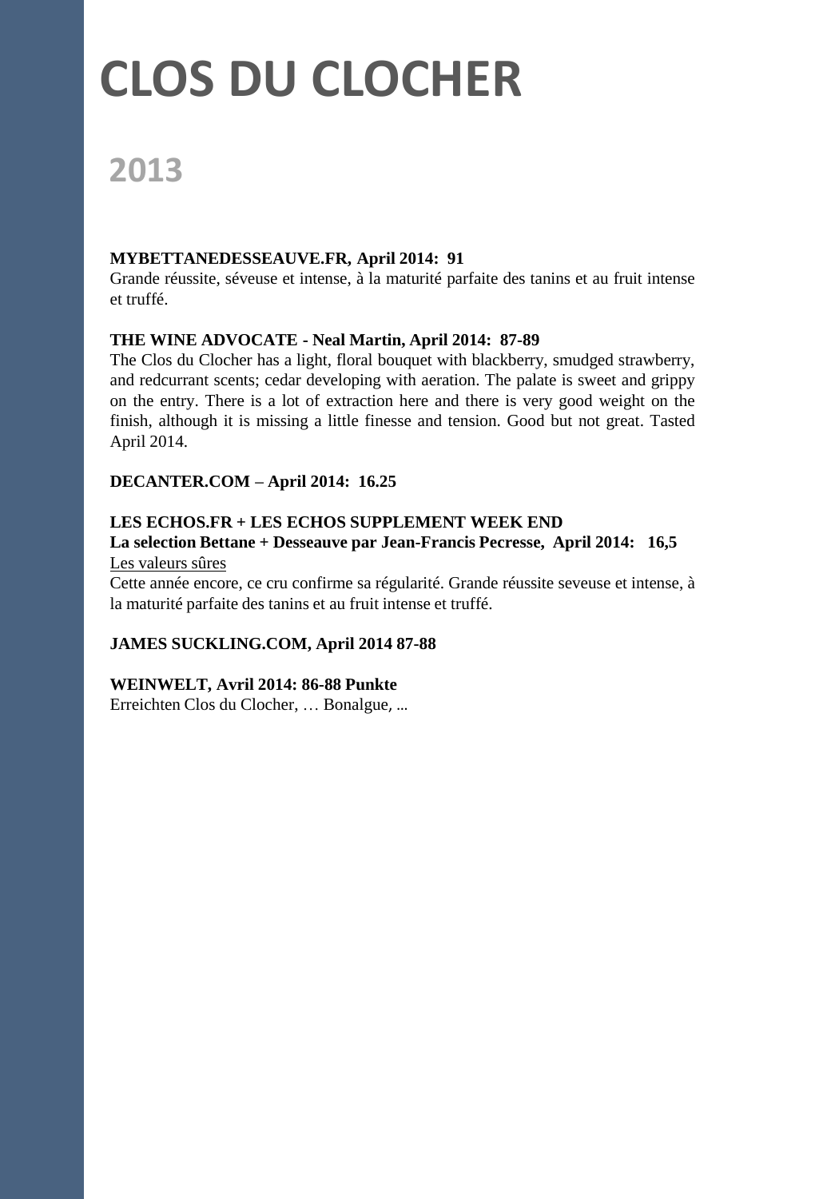# CLOS DU CLOCHER

## 2013

**MYBETTANEDESSEAUVE.FR, April 2014: 91**
Grande réussite, séveuse et intense, à la maturité parfaite des tanins et au fruit intense et truffé.

**THE WINE ADVOCATE - Neal Martin, April 2014: 87-89**
The Clos du Clocher has a light, floral bouquet with blackberry, smudged strawberry, and redcurrant scents; cedar developing with aeration. The palate is sweet and grippy on the entry. There is a lot of extraction here and there is very good weight on the finish, although it is missing a little finesse and tension. Good but not great. Tasted April 2014.

**DECANTER.COM – April 2014: 16.25**

**LES ECHOS.FR + LES ECHOS SUPPLEMENT WEEK END**
**La selection Bettane + Desseauve par Jean-Francis Pecresse, April 2014: 16,5**
<u>Les valeurs sûres</u>
Cette année encore, ce cru confirme sa régularité. Grande réussite seveuse et intense, à la maturité parfaite des tanins et au fruit intense et truffé.

**JAMES SUCKLING.COM, April 2014 87-88**

**WEINWELT, Avril 2014: 86-88 Punkte**
Erreichten Clos du Clocher, … Bonalgue, …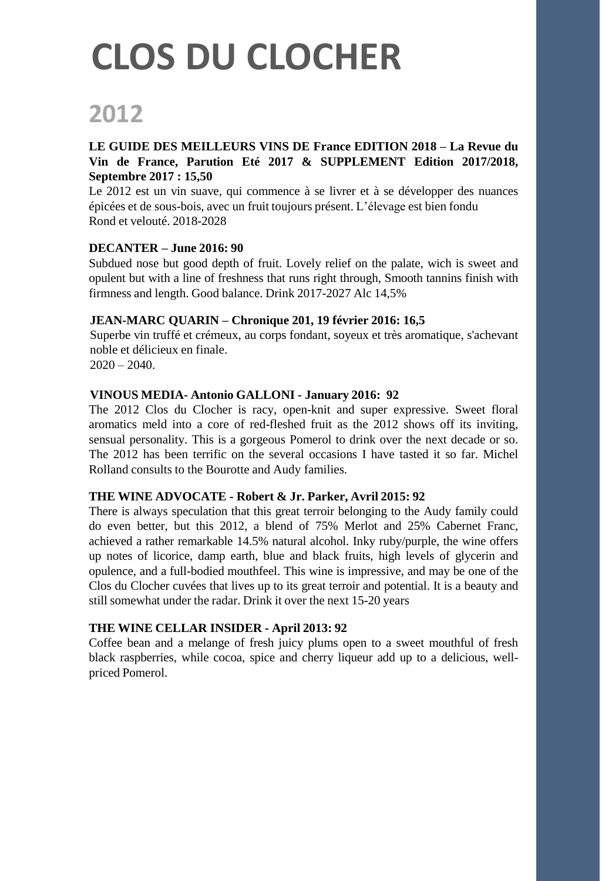# CLOS DU CLOCHER

## 2012

**LE GUIDE DES MEILLEURS VINS DE France EDITION 2018 – La Revue du Vin de France, Parution Eté 2017 & SUPPLEMENT Edition 2017/2018, Septembre 2017 : 15,50**

Le 2012 est un vin suave, qui commence à se livrer et à se développer des nuances épicées et de sous-bois, avec un fruit toujours présent. L'élevage est bien fondu Rond et velouté. 2018-2028

**DECANTER – June 2016: 90**

Subdued nose but good depth of fruit. Lovely relief on the palate, wich is sweet and opulent but with a line of freshness that runs right through, Smooth tannins finish with firmness and length. Good balance. Drink 2017-2027 Alc 14,5%

**JEAN-MARC QUARIN – Chronique 201, 19 février 2016: 16,5**

Superbe vin truffé et crémeux, au corps fondant, soyeux et très aromatique, s'achevant noble et délicieux en finale.
2020 – 2040.

**VINOUS MEDIA- Antonio GALLONI - January 2016: 92**

The 2012 Clos du Clocher is racy, open-knit and super expressive. Sweet floral aromatics meld into a core of red-fleshed fruit as the 2012 shows off its inviting, sensual personality. This is a gorgeous Pomerol to drink over the next decade or so. The 2012 has been terrific on the several occasions I have tasted it so far. Michel Rolland consults to the Bourotte and Audy families.

**THE WINE ADVOCATE - Robert & Jr. Parker, Avril 2015: 92**

There is always speculation that this great terroir belonging to the Audy family could do even better, but this 2012, a blend of 75% Merlot and 25% Cabernet Franc, achieved a rather remarkable 14.5% natural alcohol. Inky ruby/purple, the wine offers up notes of licorice, damp earth, blue and black fruits, high levels of glycerin and opulence, and a full-bodied mouthfeel. This wine is impressive, and may be one of the Clos du Clocher cuvées that lives up to its great terroir and potential. It is a beauty and still somewhat under the radar. Drink it over the next 15-20 years

**THE WINE CELLAR INSIDER - April 2013: 92**

Coffee bean and a melange of fresh juicy plums open to a sweet mouthful of fresh black raspberries, while cocoa, spice and cherry liqueur add up to a delicious, well-priced Pomerol.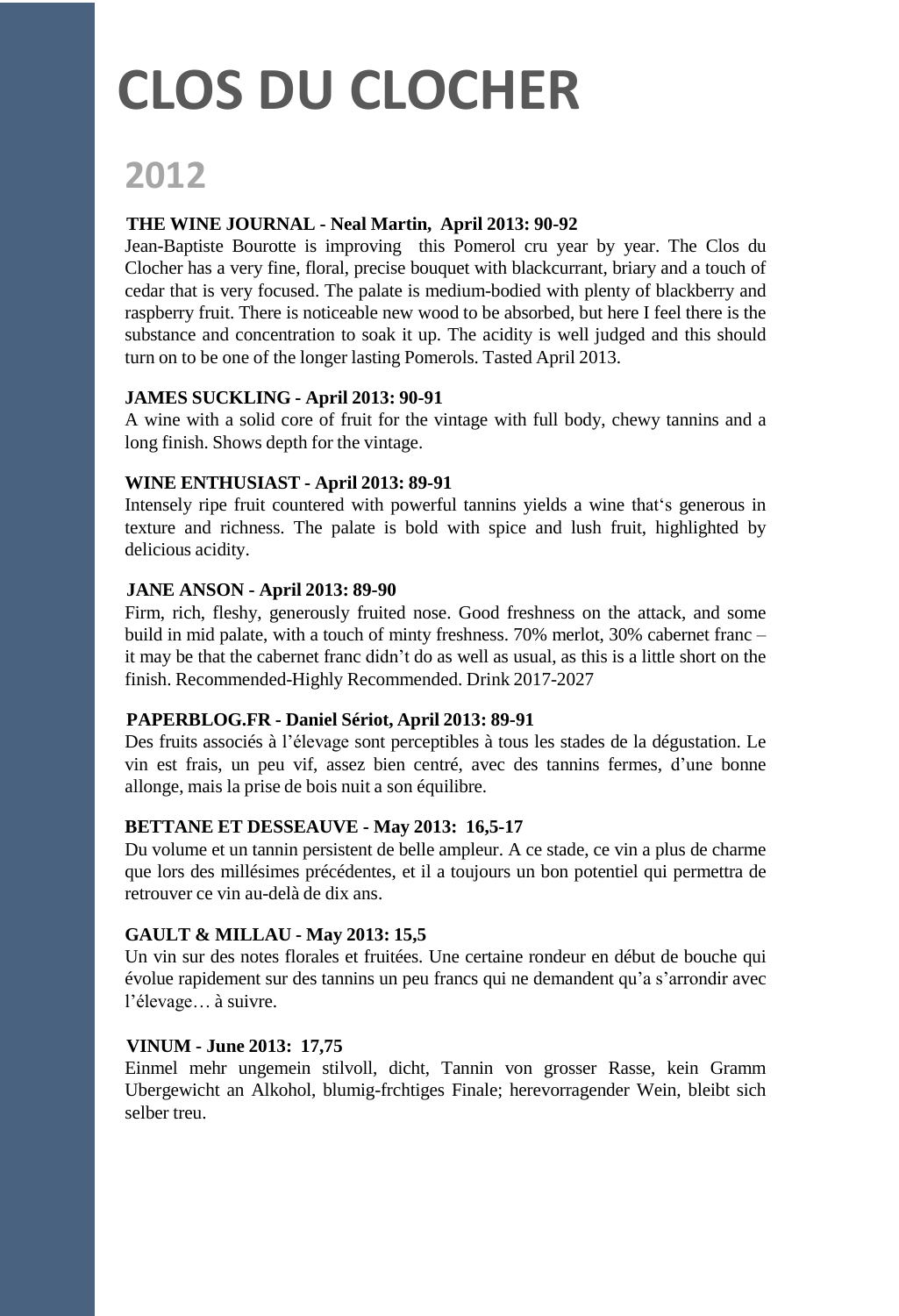# CLOS DU CLOCHER

## 2012

**THE WINE JOURNAL - Neal Martin, April 2013: 90-92**

Jean-Baptiste Bourotte is improving this Pomerol cru year by year. The Clos du Clocher has a very fine, floral, precise bouquet with blackcurrant, briary and a touch of cedar that is very focused. The palate is medium-bodied with plenty of blackberry and raspberry fruit. There is noticeable new wood to be absorbed, but here I feel there is the substance and concentration to soak it up. The acidity is well judged and this should turn on to be one of the longer lasting Pomerols. Tasted April 2013.

**JAMES SUCKLING - April 2013: 90-91**

A wine with a solid core of fruit for the vintage with full body, chewy tannins and a long finish. Shows depth for the vintage.

**WINE ENTHUSIAST - April 2013: 89-91**

Intensely ripe fruit countered with powerful tannins yields a wine that‘s generous in texture and richness. The palate is bold with spice and lush fruit, highlighted by delicious acidity.

**JANE ANSON - April 2013: 89-90**

Firm, rich, fleshy, generously fruited nose. Good freshness on the attack, and some build in mid palate, with a touch of minty freshness. 70% merlot, 30% cabernet franc – it may be that the cabernet franc didn't do as well as usual, as this is a little short on the finish. Recommended-Highly Recommended. Drink 2017-2027

**PAPERBLOG.FR - Daniel Sériot, April 2013: 89-91**

Des fruits associés à l'élevage sont perceptibles à tous les stades de la dégustation. Le vin est frais, un peu vif, assez bien centré, avec des tannins fermes, d'une bonne allonge, mais la prise de bois nuit a son équilibre.

**BETTANE ET DESSEAUVE - May 2013: 16,5-17**

Du volume et un tannin persistent de belle ampleur. A ce stade, ce vin a plus de charme que lors des millésimes précédentes, et il a toujours un bon potentiel qui permettra de retrouver ce vin au-delà de dix ans.

**GAULT & MILLAU - May 2013: 15,5**

Un vin sur des notes florales et fruitées. Une certaine rondeur en début de bouche qui évolue rapidement sur des tannins un peu francs qui ne demandent qu'a s'arrondir avec l'élevage… à suivre.

**VINUM - June 2013: 17,75**

Einmel mehr ungemein stilvoll, dicht, Tannin von grosser Rasse, kein Gramm Ubergewicht an Alkohol, blumig-frchtiges Finale; herevorragender Wein, bleibt sich selber treu.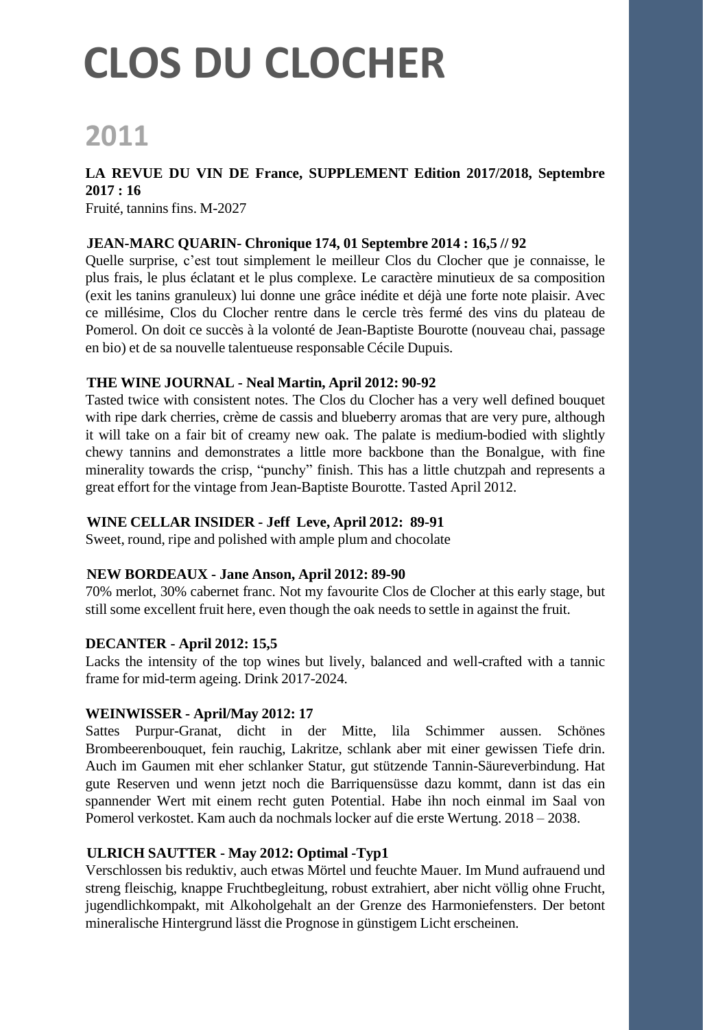# CLOS DU CLOCHER

## 2011

**LA REVUE DU VIN DE France, SUPPLEMENT Edition 2017/2018, Septembre 2017 : 16**
Fruité, tannins fins. M-2027

**JEAN-MARC QUARIN- Chronique 174, 01 Septembre 2014 : 16,5 // 92**
Quelle surprise, c'est tout simplement le meilleur Clos du Clocher que je connaisse, le plus frais, le plus éclatant et le plus complexe. Le caractère minutieux de sa composition (exit les tanins granuleux) lui donne une grâce inédite et déjà une forte note plaisir. Avec ce millésime, Clos du Clocher rentre dans le cercle très fermé des vins du plateau de Pomerol. On doit ce succès à la volonté de Jean-Baptiste Bourotte (nouveau chai, passage en bio) et de sa nouvelle talentueuse responsable Cécile Dupuis.

**THE WINE JOURNAL - Neal Martin, April 2012: 90-92**
Tasted twice with consistent notes. The Clos du Clocher has a very well defined bouquet with ripe dark cherries, crème de cassis and blueberry aromas that are very pure, although it will take on a fair bit of creamy new oak. The palate is medium-bodied with slightly chewy tannins and demonstrates a little more backbone than the Bonalgue, with fine minerality towards the crisp, "punchy" finish. This has a little chutzpah and represents a great effort for the vintage from Jean-Baptiste Bourotte. Tasted April 2012.

**WINE CELLAR INSIDER - Jeff Leve, April 2012: 89-91**
Sweet, round, ripe and polished with ample plum and chocolate

**NEW BORDEAUX - Jane Anson, April 2012: 89-90**
70% merlot, 30% cabernet franc. Not my favourite Clos de Clocher at this early stage, but still some excellent fruit here, even though the oak needs to settle in against the fruit.

**DECANTER - April 2012: 15,5**
Lacks the intensity of the top wines but lively, balanced and well-crafted with a tannic frame for mid-term ageing. Drink 2017-2024.

**WEINWISSER - April/May 2012: 17**
Sattes Purpur-Granat, dicht in der Mitte, lila Schimmer aussen. Schönes Brombeerenbouquet, fein rauchig, Lakritze, schlank aber mit einer gewissen Tiefe drin. Auch im Gaumen mit eher schlanker Statur, gut stützende Tannin-Säureverbindung. Hat gute Reserven und wenn jetzt noch die Barriquensüsse dazu kommt, dann ist das ein spannender Wert mit einem recht guten Potential. Habe ihn noch einmal im Saal von Pomerol verkostet. Kam auch da nochmals locker auf die erste Wertung. 2018 – 2038.

**ULRICH SAUTTER - May 2012: Optimal -Typ1**
Verschlossen bis reduktiv, auch etwas Mörtel und feuchte Mauer. Im Mund aufrauend und streng fleischig, knappe Fruchtbegleitung, robust extrahiert, aber nicht völlig ohne Frucht, jugendlichkompakt, mit Alkoholgehalt an der Grenze des Harmoniefensters. Der betont mineralische Hintergrund lässt die Prognose in günstigem Licht erscheinen.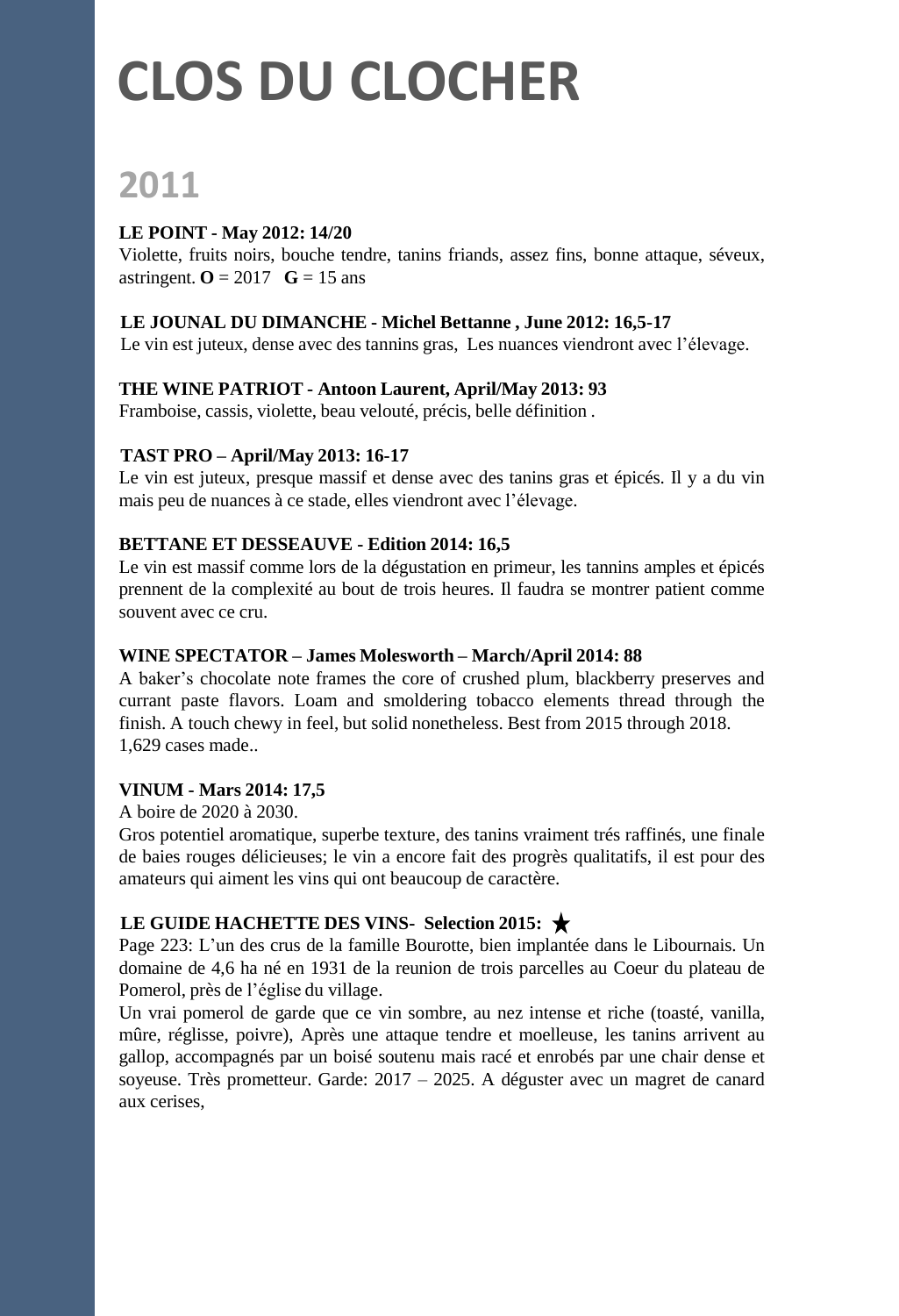# CLOS DU CLOCHER

## 2011

**LE POINT - May 2012: 14/20**
Violette, fruits noirs, bouche tendre, tanins friands, assez fins, bonne attaque, séveux, astringent. **O** = 2017 **G** = 15 ans

**LE JOUNAL DU DIMANCHE - Michel Bettanne , June 2012: 16,5-17**
Le vin est juteux, dense avec des tannins gras, Les nuances viendront avec l'élevage.

**THE WINE PATRIOT - Antoon Laurent, April/May 2013: 93**
Framboise, cassis, violette, beau velouté, précis, belle définition .

**TAST PRO – April/May 2013: 16-17**
Le vin est juteux, presque massif et dense avec des tanins gras et épicés. Il y a du vin mais peu de nuances à ce stade, elles viendront avec l'élevage.

**BETTANE ET DESSEAUVE - Edition 2014: 16,5**
Le vin est massif comme lors de la dégustation en primeur, les tannins amples et épicés prennent de la complexité au bout de trois heures. Il faudra se montrer patient comme souvent avec ce cru.

**WINE SPECTATOR – James Molesworth – March/April 2014: 88**
A baker's chocolate note frames the core of crushed plum, blackberry preserves and currant paste flavors. Loam and smoldering tobacco elements thread through the finish. A touch chewy in feel, but solid nonetheless. Best from 2015 through 2018.
1,629 cases made..

**VINUM - Mars 2014: 17,5**
A boire de 2020 à 2030.
Gros potentiel aromatique, superbe texture, des tanins vraiment trés raffinés, une finale de baies rouges délicieuses; le vin a encore fait des progrès qualitatifs, il est pour des amateurs qui aiment les vins qui ont beaucoup de caractère.

**LE GUIDE HACHETTE DES VINS- Selection 2015: ★**
Page 223: L'un des crus de la famille Bourotte, bien implantée dans le Libournais. Un domaine de 4,6 ha né en 1931 de la reunion de trois parcelles au Coeur du plateau de Pomerol, près de l'église du village.
Un vrai pomerol de garde que ce vin sombre, au nez intense et riche (toasté, vanilla, mûre, réglisse, poivre), Après une attaque tendre et moelleuse, les tanins arrivent au gallop, accompagnés par un boisé soutenu mais racé et enrobés par une chair dense et soyeuse. Très prometteur. Garde: 2017 – 2025. A déguster avec un magret de canard aux cerises,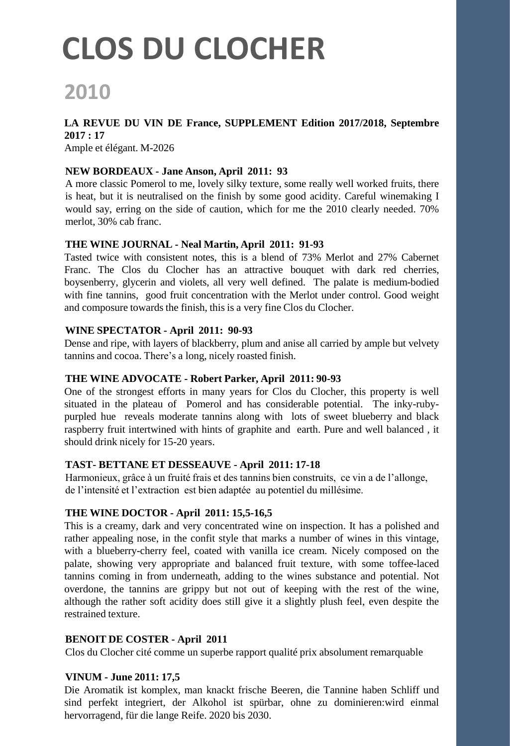# CLOS DU CLOCHER

## 2010

**LA REVUE DU VIN DE France, SUPPLEMENT Edition 2017/2018, Septembre 2017 : 17**
Ample et élégant. M-2026

**NEW BORDEAUX - Jane Anson, April 2011: 93**
A more classic Pomerol to me, lovely silky texture, some really well worked fruits, there is heat, but it is neutralised on the finish by some good acidity. Careful winemaking I would say, erring on the side of caution, which for me the 2010 clearly needed. 70% merlot, 30% cab franc.

**THE WINE JOURNAL - Neal Martin, April 2011: 91-93**
Tasted twice with consistent notes, this is a blend of 73% Merlot and 27% Cabernet Franc. The Clos du Clocher has an attractive bouquet with dark red cherries, boysenberry, glycerin and violets, all very well defined. The palate is medium-bodied with fine tannins, good fruit concentration with the Merlot under control. Good weight and composure towards the finish, this is a very fine Clos du Clocher.

**WINE SPECTATOR - April 2011: 90-93**
Dense and ripe, with layers of blackberry, plum and anise all carried by ample but velvety tannins and cocoa. There's a long, nicely roasted finish.

**THE WINE ADVOCATE - Robert Parker, April 2011: 90-93**
One of the strongest efforts in many years for Clos du Clocher, this property is well situated in the plateau of Pomerol and has considerable potential. The inky-ruby-purpled hue reveals moderate tannins along with lots of sweet blueberry and black raspberry fruit intertwined with hints of graphite and earth. Pure and well balanced , it should drink nicely for 15-20 years.

**TAST- BETTANE ET DESSEAUVE - April 2011: 17-18**
Harmonieux, grâce à un fruité frais et des tannins bien construits, ce vin a de l'allonge, de l'intensité et l'extraction est bien adaptée au potentiel du millésime.

**THE WINE DOCTOR - April 2011: 15,5-16,5**
This is a creamy, dark and very concentrated wine on inspection. It has a polished and rather appealing nose, in the confit style that marks a number of wines in this vintage, with a blueberry-cherry feel, coated with vanilla ice cream. Nicely composed on the palate, showing very appropriate and balanced fruit texture, with some toffee-laced tannins coming in from underneath, adding to the wines substance and potential. Not overdone, the tannins are grippy but not out of keeping with the rest of the wine, although the rather soft acidity does still give it a slightly plush feel, even despite the restrained texture.

**BENOIT DE COSTER - April 2011**
Clos du Clocher cité comme un superbe rapport qualité prix absolument remarquable

**VINUM - June 2011: 17,5**
Die Aromatik ist komplex, man knackt frische Beeren, die Tannine haben Schliff und sind perfekt integriert, der Alkohol ist spürbar, ohne zu dominieren:wird einmal hervorragend, für die lange Reife. 2020 bis 2030.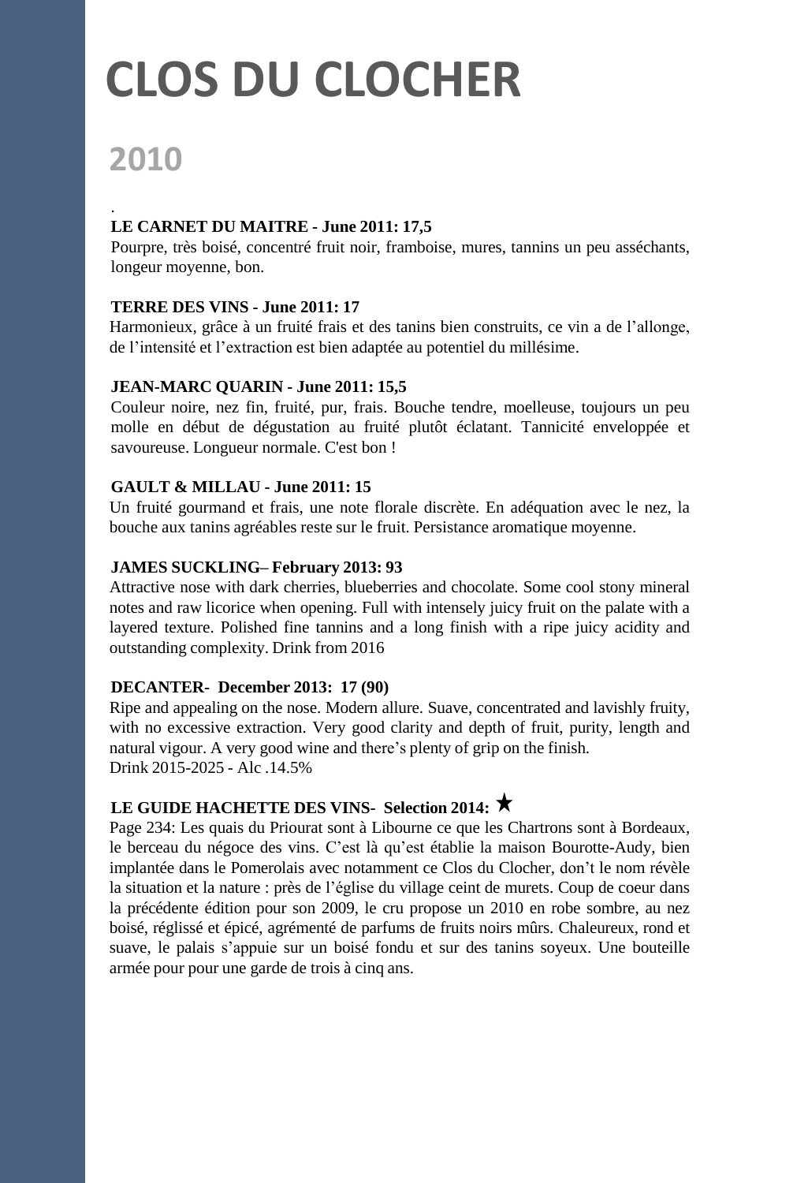# CLOS DU CLOCHER

## 2010

.

**LE CARNET DU MAITRE - June 2011: 17,5**

Pourpre, très boisé, concentré fruit noir, framboise, mures, tannins un peu asséchants, longeur moyenne, bon.

**TERRE DES VINS - June 2011: 17**

Harmonieux, grâce à un fruité frais et des tanins bien construits, ce vin a de l'allonge, de l'intensité et l'extraction est bien adaptée au potentiel du millésime.

**JEAN-MARC QUARIN - June 2011: 15,5**

Couleur noire, nez fin, fruité, pur, frais. Bouche tendre, moelleuse, toujours un peu molle en début de dégustation au fruité plutôt éclatant. Tannicité enveloppée et savoureuse. Longueur normale. C'est bon !

**GAULT & MILLAU - June 2011: 15**

Un fruité gourmand et frais, une note florale discrète. En adéquation avec le nez, la bouche aux tanins agréables reste sur le fruit. Persistance aromatique moyenne.

**JAMES SUCKLING– February 2013: 93**

Attractive nose with dark cherries, blueberries and chocolate. Some cool stony mineral notes and raw licorice when opening. Full with intensely juicy fruit on the palate with a layered texture. Polished fine tannins and a long finish with a ripe juicy acidity and outstanding complexity. Drink from 2016

**DECANTER- December 2013: 17 (90)**

Ripe and appealing on the nose. Modern allure. Suave, concentrated and lavishly fruity, with no excessive extraction. Very good clarity and depth of fruit, purity, length and natural vigour. A very good wine and there's plenty of grip on the finish.
Drink 2015-2025 - Alc .14.5%

**LE GUIDE HACHETTE DES VINS- Selection 2014: ★**

Page 234: Les quais du Priourat sont à Libourne ce que les Chartrons sont à Bordeaux, le berceau du négoce des vins. C'est là qu'est établie la maison Bourotte-Audy, bien implantée dans le Pomerolais avec notamment ce Clos du Clocher, don't le nom révèle la situation et la nature : près de l'église du village ceint de murets. Coup de coeur dans la précédente édition pour son 2009, le cru propose un 2010 en robe sombre, au nez boisé, réglissé et épicé, agrémenté de parfums de fruits noirs mûrs. Chaleureux, rond et suave, le palais s'appuie sur un boisé fondu et sur des tanins soyeux. Une bouteille armée pour pour une garde de trois à cinq ans.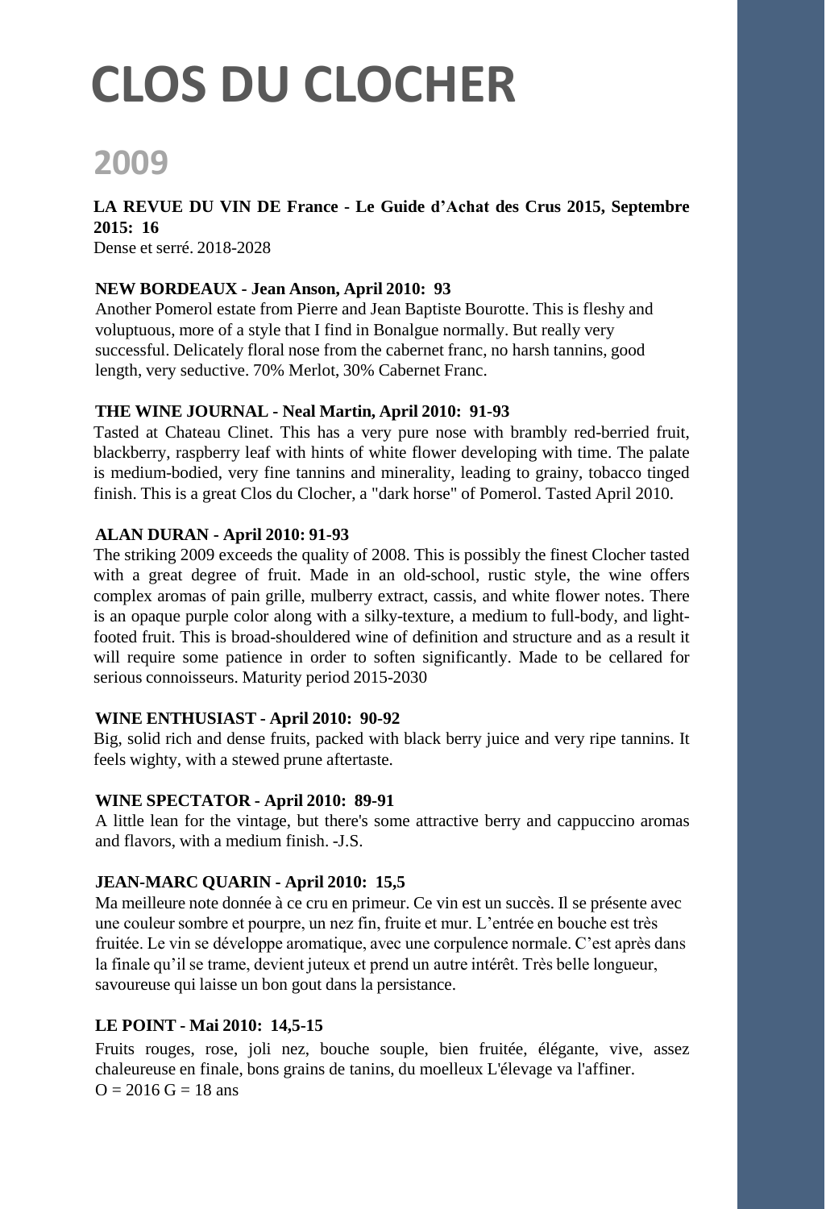# CLOS DU CLOCHER

## 2009

**LA REVUE DU VIN DE France - Le Guide d'Achat des Crus 2015, Septembre 2015: 16**
Dense et serré. 2018-2028

**NEW BORDEAUX - Jean Anson, April 2010: 93**
Another Pomerol estate from Pierre and Jean Baptiste Bourotte. This is fleshy and voluptuous, more of a style that I find in Bonalgue normally. But really very successful. Delicately floral nose from the cabernet franc, no harsh tannins, good length, very seductive. 70% Merlot, 30% Cabernet Franc.

**THE WINE JOURNAL - Neal Martin, April 2010: 91-93**
Tasted at Chateau Clinet. This has a very pure nose with brambly red-berried fruit, blackberry, raspberry leaf with hints of white flower developing with time. The palate is medium-bodied, very fine tannins and minerality, leading to grainy, tobacco tinged finish. This is a great Clos du Clocher, a "dark horse" of Pomerol. Tasted April 2010.

**ALAN DURAN - April 2010: 91-93**
The striking 2009 exceeds the quality of 2008. This is possibly the finest Clocher tasted with a great degree of fruit. Made in an old-school, rustic style, the wine offers complex aromas of pain grille, mulberry extract, cassis, and white flower notes. There is an opaque purple color along with a silky-texture, a medium to full-body, and light-footed fruit. This is broad-shouldered wine of definition and structure and as a result it will require some patience in order to soften significantly. Made to be cellared for serious connoisseurs. Maturity period 2015-2030

**WINE ENTHUSIAST - April 2010: 90-92**
Big, solid rich and dense fruits, packed with black berry juice and very ripe tannins. It feels wighty, with a stewed prune aftertaste.

**WINE SPECTATOR - April 2010: 89-91**
A little lean for the vintage, but there's some attractive berry and cappuccino aromas and flavors, with a medium finish. -J.S.

**JEAN-MARC QUARIN - April 2010: 15,5**
Ma meilleure note donnée à ce cru en primeur. Ce vin est un succès. Il se présente avec une couleur sombre et pourpre, un nez fin, fruite et mur. L'entrée en bouche est très fruitée. Le vin se développe aromatique, avec une corpulence normale. C'est après dans la finale qu'il se trame, devient juteux et prend un autre intérêt. Très belle longueur, savoureuse qui laisse un bon gout dans la persistance.

**LE POINT - Mai 2010: 14,5-15**
Fruits rouges, rose, joli nez, bouche souple, bien fruitée, élégante, vive, assez chaleureuse en finale, bons grains de tanins, du moelleux L'élevage va l'affiner.
O = 2016 G = 18 ans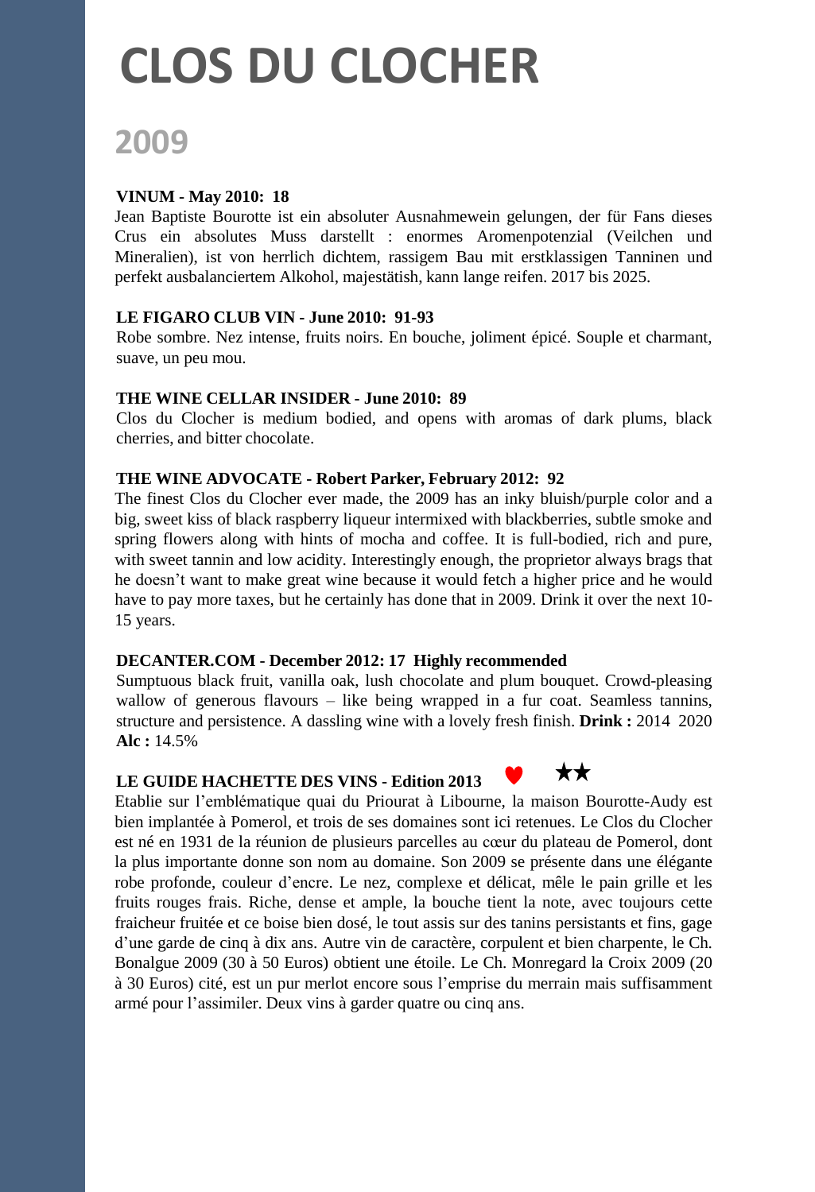# CLOS DU CLOCHER

## 2009

**VINUM - May 2010: 18**

Jean Baptiste Bourotte ist ein absoluter Ausnahmewein gelungen, der für Fans dieses Crus ein absolutes Muss darstellt : enormes Aromenpotenzial (Veilchen und Mineralien), ist von herrlich dichtem, rassigem Bau mit erstklassigen Tanninen und perfekt ausbalanciertem Alkohol, majestätisch, kann lange reifen. 2017 bis 2025.

**LE FIGARO CLUB VIN - June 2010: 91-93**

Robe sombre. Nez intense, fruits noirs. En bouche, joliment épicé. Souple et charmant, suave, un peu mou.

**THE WINE CELLAR INSIDER - June 2010: 89**

Clos du Clocher is medium bodied, and opens with aromas of dark plums, black cherries, and bitter chocolate.

**THE WINE ADVOCATE - Robert Parker, February 2012: 92**

The finest Clos du Clocher ever made, the 2009 has an inky bluish/purple color and a big, sweet kiss of black raspberry liqueur intermixed with blackberries, subtle smoke and spring flowers along with hints of mocha and coffee. It is full-bodied, rich and pure, with sweet tannin and low acidity. Interestingly enough, the proprietor always brags that he doesn't want to make great wine because it would fetch a higher price and he would have to pay more taxes, but he certainly has done that in 2009. Drink it over the next 10-15 years.

**DECANTER.COM - December 2012: 17 Highly recommended**

Sumptuous black fruit, vanilla oak, lush chocolate and plum bouquet. Crowd-pleasing wallow of generous flavours – like being wrapped in a fur coat. Seamless tannins, structure and persistence. A dassling wine with a lovely fresh finish. **Drink :** 2014 2020 **Alc :** 14.5%

**LE GUIDE HACHETTE DES VINS - Edition 2013** ♥ ★★

Etablie sur l'emblématique quai du Priourat à Libourne, la maison Bourotte-Audy est bien implantée à Pomerol, et trois de ses domaines sont ici retenues. Le Clos du Clocher est né en 1931 de la réunion de plusieurs parcelles au cœur du plateau de Pomerol, dont la plus importante donne son nom au domaine. Son 2009 se présente dans une élégante robe profonde, couleur d'encre. Le nez, complexe et délicat, mêle le pain grille et les fruits rouges frais. Riche, dense et ample, la bouche tient la note, avec toujours cette fraicheur fruitée et ce boise bien dosé, le tout assis sur des tanins persistants et fins, gage d'une garde de cinq à dix ans. Autre vin de caractère, corpulent et bien charpente, le Ch. Bonalgue 2009 (30 à 50 Euros) obtient une étoile. Le Ch. Monregard la Croix 2009 (20 à 30 Euros) cité, est un pur merlot encore sous l'emprise du merrain mais suffisamment armé pour l'assimiler. Deux vins à garder quatre ou cinq ans.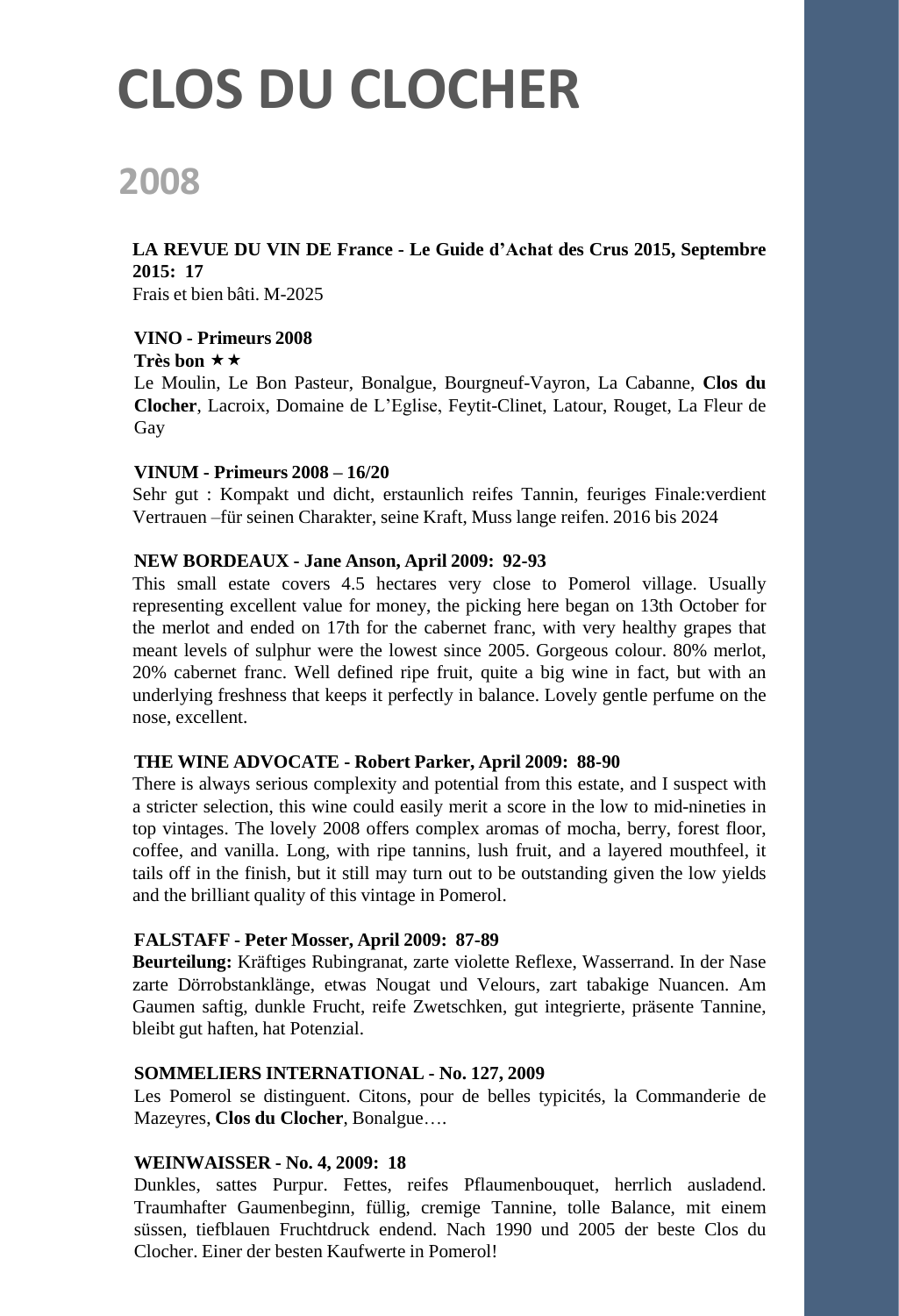# CLOS DU CLOCHER

## 2008

**LA REVUE DU VIN DE France - Le Guide d'Achat des Crus 2015, Septembre 2015: 17**
Frais et bien bâti. M-2025

**VINO - Primeurs 2008**
**Très bon ★★**
Le Moulin, Le Bon Pasteur, Bonalgue, Bourgneuf-Vayron, La Cabanne, **Clos du Clocher**, Lacroix, Domaine de L'Eglise, Feytit-Clinet, Latour, Rouget, La Fleur de Gay

**VINUM - Primeurs 2008 – 16/20**
Sehr gut : Kompakt und dicht, erstaunlich reifes Tannin, feuriges Finale:verdient Vertrauen –für seinen Charakter, seine Kraft, Muss lange reifen. 2016 bis 2024

**NEW BORDEAUX - Jane Anson, April 2009: 92-93**
This small estate covers 4.5 hectares very close to Pomerol village. Usually representing excellent value for money, the picking here began on 13th October for the merlot and ended on 17th for the cabernet franc, with very healthy grapes that meant levels of sulphur were the lowest since 2005. Gorgeous colour. 80% merlot, 20% cabernet franc. Well defined ripe fruit, quite a big wine in fact, but with an underlying freshness that keeps it perfectly in balance. Lovely gentle perfume on the nose, excellent.

**THE WINE ADVOCATE - Robert Parker, April 2009: 88-90**
There is always serious complexity and potential from this estate, and I suspect with a stricter selection, this wine could easily merit a score in the low to mid-nineties in top vintages. The lovely 2008 offers complex aromas of mocha, berry, forest floor, coffee, and vanilla. Long, with ripe tannins, lush fruit, and a layered mouthfeel, it tails off in the finish, but it still may turn out to be outstanding given the low yields and the brilliant quality of this vintage in Pomerol.

**FALSTAFF - Peter Mosser, April 2009: 87-89**
**Beurteilung:** Kräftiges Rubingranat, zarte violette Reflexe, Wasserrand. In der Nase zarte Dörrobstanklänge, etwas Nougat und Velours, zart tabakige Nuancen. Am Gaumen saftig, dunkle Frucht, reife Zwetschken, gut integrierte, präsente Tannine, bleibt gut haften, hat Potenzial.

**SOMMELIERS INTERNATIONAL - No. 127, 2009**
Les Pomerol se distinguent. Citons, pour de belles typicités, la Commanderie de Mazeyres, **Clos du Clocher**, Bonalgue….

**WEINWAISSER - No. 4, 2009: 18**
Dunkles, sattes Purpur. Fettes, reifes Pflaumenbouquet, herrlich ausladend. Traumhafter Gaumenbeginn, füllig, cremige Tannine, tolle Balance, mit einem süssen, tiefblauen Fruchtdruck endend. Nach 1990 und 2005 der beste Clos du Clocher. Einer der besten Kaufwerte in Pomerol!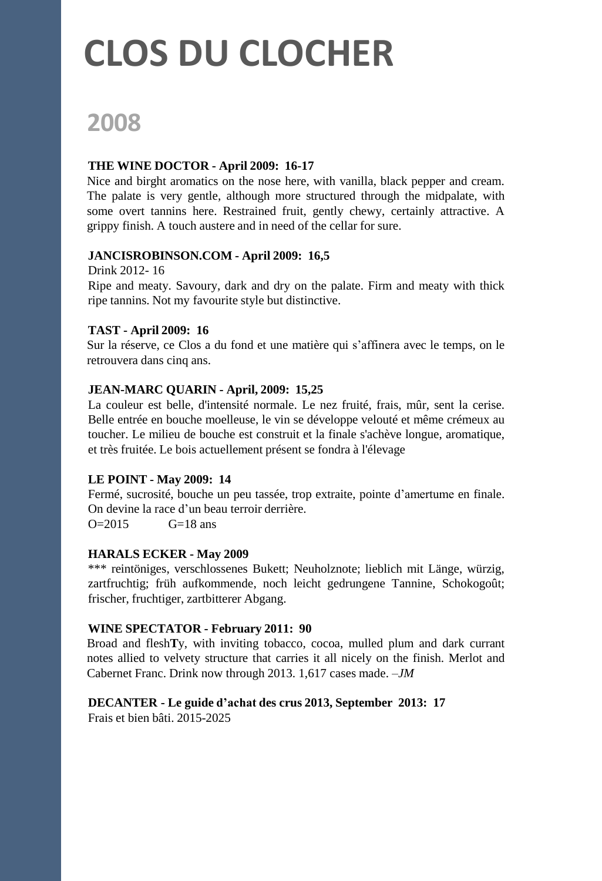# CLOS DU CLOCHER

## 2008

**THE WINE DOCTOR - April 2009: 16-17**

Nice and birght aromatics on the nose here, with vanilla, black pepper and cream. The palate is very gentle, although more structured through the midpalate, with some overt tannins here. Restrained fruit, gently chewy, certainly attractive. A grippy finish. A touch austere and in need of the cellar for sure.

**JANCISROBINSON.COM - April 2009: 16,5**

Drink 2012- 16

Ripe and meaty. Savoury, dark and dry on the palate. Firm and meaty with thick ripe tannins. Not my favourite style but distinctive.

**TAST - April 2009: 16**

Sur la réserve, ce Clos a du fond et une matière qui s'affinera avec le temps, on le retrouvera dans cinq ans.

**JEAN-MARC QUARIN - April, 2009: 15,25**

La couleur est belle, d'intensité normale. Le nez fruité, frais, mûr, sent la cerise. Belle entrée en bouche moelleuse, le vin se développe velouté et même crémeux au toucher. Le milieu de bouche est construit et la finale s'achève longue, aromatique, et très fruitée. Le bois actuellement présent se fondra à l'élevage

**LE POINT - May 2009: 14**

Fermé, sucrosité, bouche un peu tassée, trop extraite, pointe d'amertume en finale. On devine la race d'un beau terroir derrière.

O=2015 G=18 ans

**HARALS ECKER - May 2009**

*** reintöniges, verschlossenes Bukett; Neuholznote; lieblich mit Länge, würzig, zartfruchtig; früh aufkommende, noch leicht gedrungene Tannine, Schokogoût; frischer, fruchtiger, zartbitterer Abgang.

**WINE SPECTATOR - February 2011: 90**

Broad and flesh**T**y, with inviting tobacco, cocoa, mulled plum and dark currant notes allied to velvety structure that carries it all nicely on the finish. Merlot and Cabernet Franc. Drink now through 2013. 1,617 cases made. –*JM*

**DECANTER - Le guide d'achat des crus 2013, September 2013: 17**

Frais et bien bâti. 2015-2025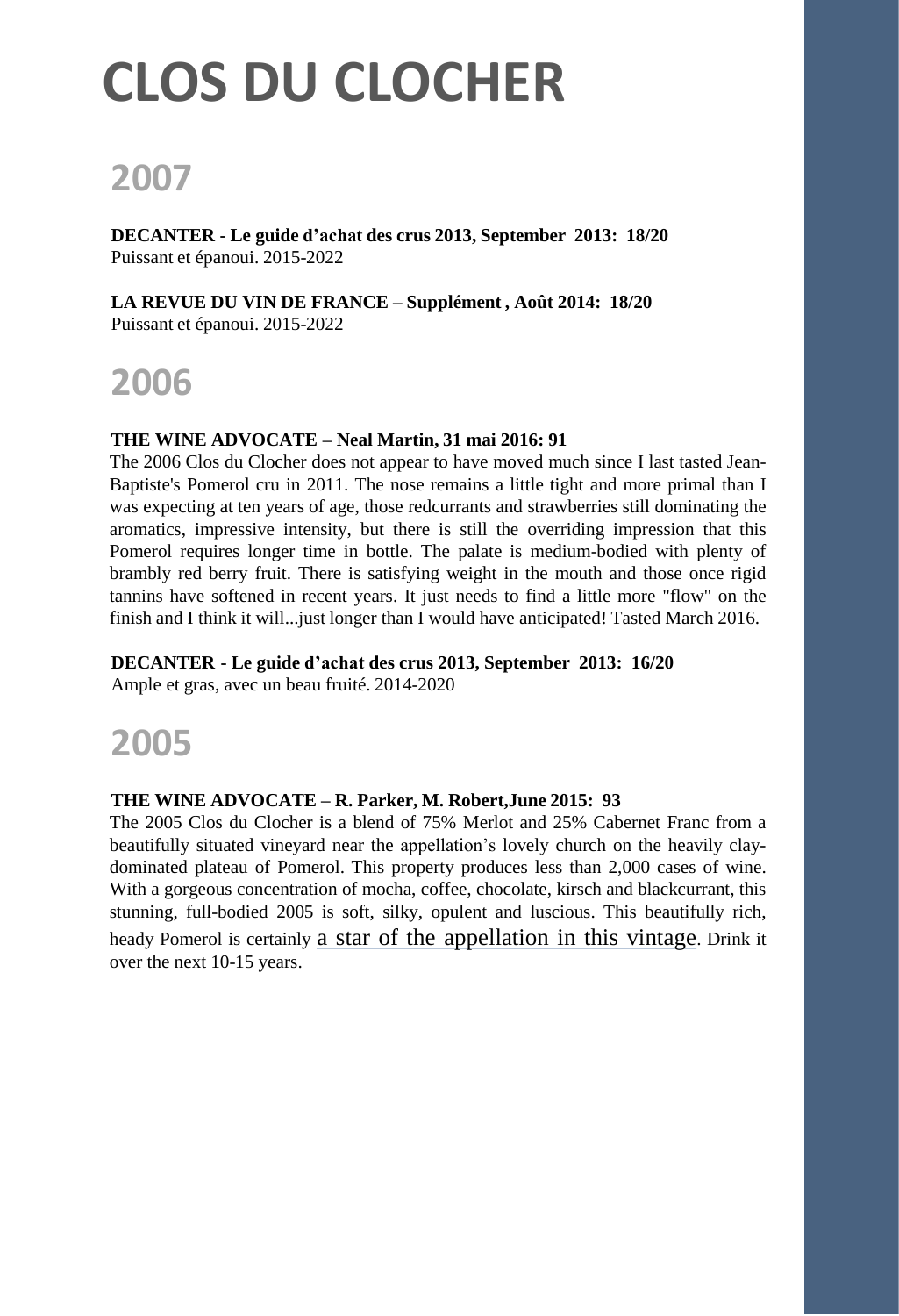# CLOS DU CLOCHER

## 2007

**DECANTER - Le guide d'achat des crus 2013, September 2013: 18/20**
Puissant et épanoui. 2015-2022

**LA REVUE DU VIN DE FRANCE – Supplément , Août 2014: 18/20**
Puissant et épanoui. 2015-2022

## 2006

**THE WINE ADVOCATE – Neal Martin, 31 mai 2016: 91**
The 2006 Clos du Clocher does not appear to have moved much since I last tasted Jean-Baptiste's Pomerol cru in 2011. The nose remains a little tight and more primal than I was expecting at ten years of age, those redcurrants and strawberries still dominating the aromatics, impressive intensity, but there is still the overriding impression that this Pomerol requires longer time in bottle. The palate is medium-bodied with plenty of brambly red berry fruit. There is satisfying weight in the mouth and those once rigid tannins have softened in recent years. It just needs to find a little more "flow" on the finish and I think it will...just longer than I would have anticipated! Tasted March 2016.

**DECANTER - Le guide d'achat des crus 2013, September 2013: 16/20**
Ample et gras, avec un beau fruité. 2014-2020

## 2005

**THE WINE ADVOCATE – R. Parker, M. Robert,June 2015: 93**
The 2005 Clos du Clocher is a blend of 75% Merlot and 25% Cabernet Franc from a beautifully situated vineyard near the appellation's lovely church on the heavily clay-dominated plateau of Pomerol. This property produces less than 2,000 cases of wine. With a gorgeous concentration of mocha, coffee, chocolate, kirsch and blackcurrant, this stunning, full-bodied 2005 is soft, silky, opulent and luscious. This beautifully rich, heady Pomerol is certainly a star of the appellation in this vintage. Drink it over the next 10-15 years.